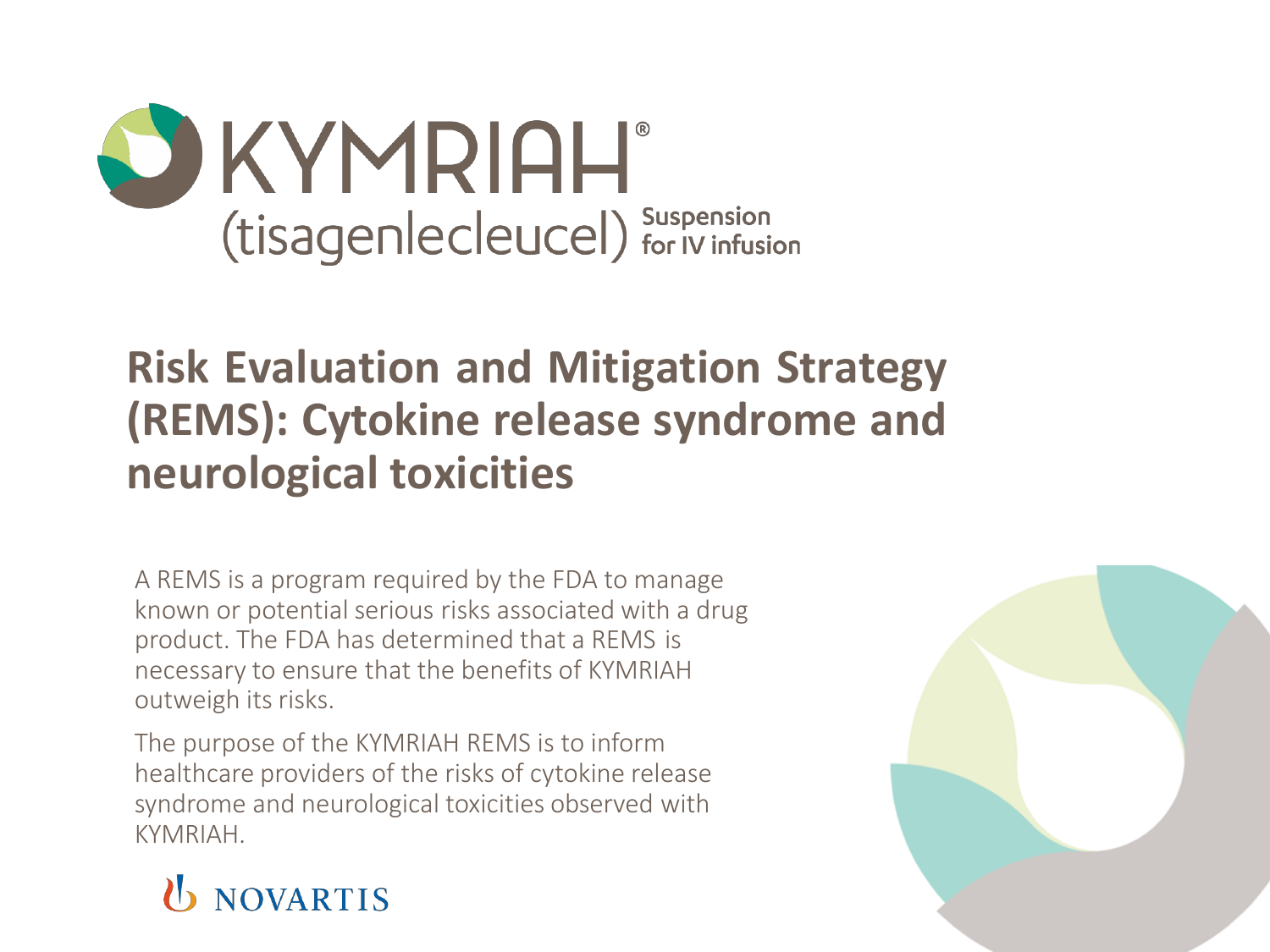KYMRIAH®
(tisagenlecleucel) Suspension for IV infusion

# Risk Evaluation and Mitigation Strategy (REMS): Cytokine release syndrome and neurological toxicities

A REMS is a program required by the FDA to manage known or potential serious risks associated with a drug product. The FDA has determined that a REMS is necessary to ensure that the benefits of KYMRIAH outweigh its risks.

The purpose of the KYMRIAH REMS is to inform healthcare providers of the risks of cytokine release syndrome and neurological toxicities observed with KYMRIAH.

NOVARTIS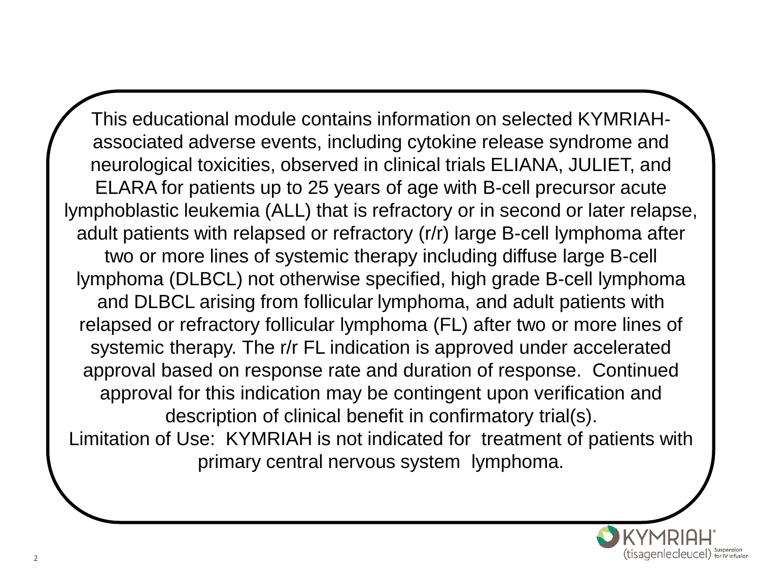This educational module contains information on selected KYMRIAH-associated adverse events, including cytokine release syndrome and neurological toxicities, observed in clinical trials ELIANA, JULIET, and ELARA for patients up to 25 years of age with B-cell precursor acute lymphoblastic leukemia (ALL) that is refractory or in second or later relapse, adult patients with relapsed or refractory (r/r) large B-cell lymphoma after two or more lines of systemic therapy including diffuse large B-cell lymphoma (DLBCL) not otherwise specified, high grade B-cell lymphoma and DLBCL arising from follicular lymphoma, and adult patients with relapsed or refractory follicular lymphoma (FL) after two or more lines of systemic therapy. The r/r FL indication is approved under accelerated approval based on response rate and duration of response. Continued approval for this indication may be contingent upon verification and description of clinical benefit in confirmatory trial(s).

Limitation of Use: KYMRIAH is not indicated for treatment of patients with primary central nervous system lymphoma.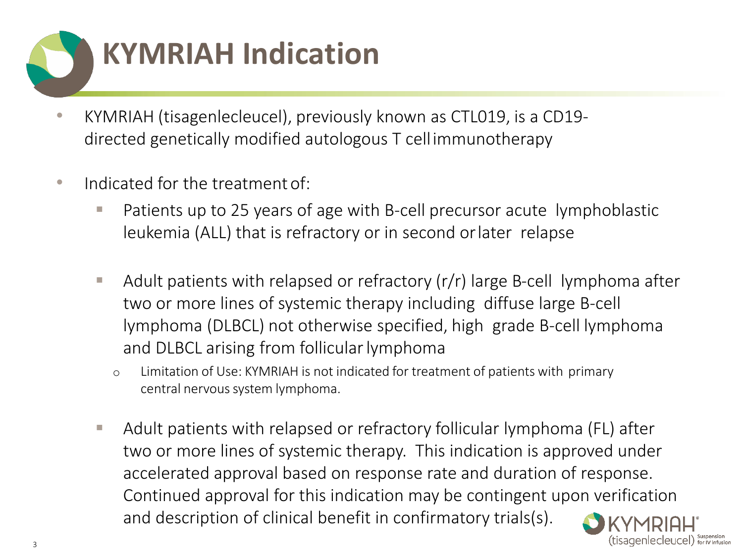# KYMRIAH Indication

- KYMRIAH (tisagenlecleucel), previously known as CTL019, is a CD19-directed genetically modified autologous T cell immunotherapy

- Indicated for the treatment of:
  - Patients up to 25 years of age with B-cell precursor acute lymphoblastic leukemia (ALL) that is refractory or in second or later relapse
  - Adult patients with relapsed or refractory (r/r) large B-cell lymphoma after two or more lines of systemic therapy including diffuse large B-cell lymphoma (DLBCL) not otherwise specified, high grade B-cell lymphoma and DLBCL arising from follicular lymphoma
    - Limitation of Use: KYMRIAH is not indicated for treatment of patients with primary central nervous system lymphoma.
  - Adult patients with relapsed or refractory follicular lymphoma (FL) after two or more lines of systemic therapy. This indication is approved under accelerated approval based on response rate and duration of response. Continued approval for this indication may be contingent upon verification and description of clinical benefit in confirmatory trials(s).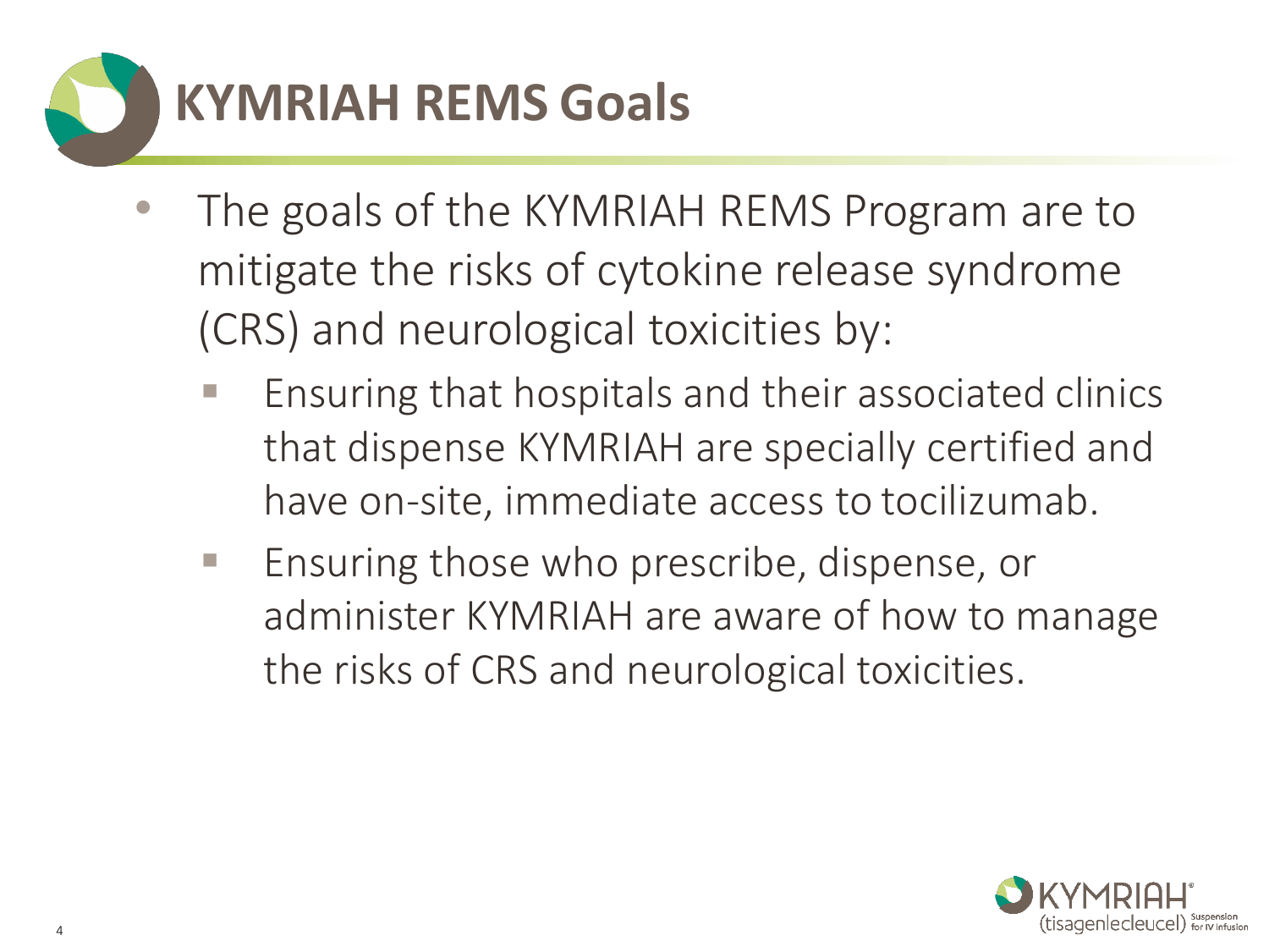# KYMRIAH REMS Goals

- The goals of the KYMRIAH REMS Program are to mitigate the risks of cytokine release syndrome (CRS) and neurological toxicities by:
  - Ensuring that hospitals and their associated clinics that dispense KYMRIAH are specially certified and have on-site, immediate access to tocilizumab.
  - Ensuring those who prescribe, dispense, or administer KYMRIAH are aware of how to manage the risks of CRS and neurological toxicities.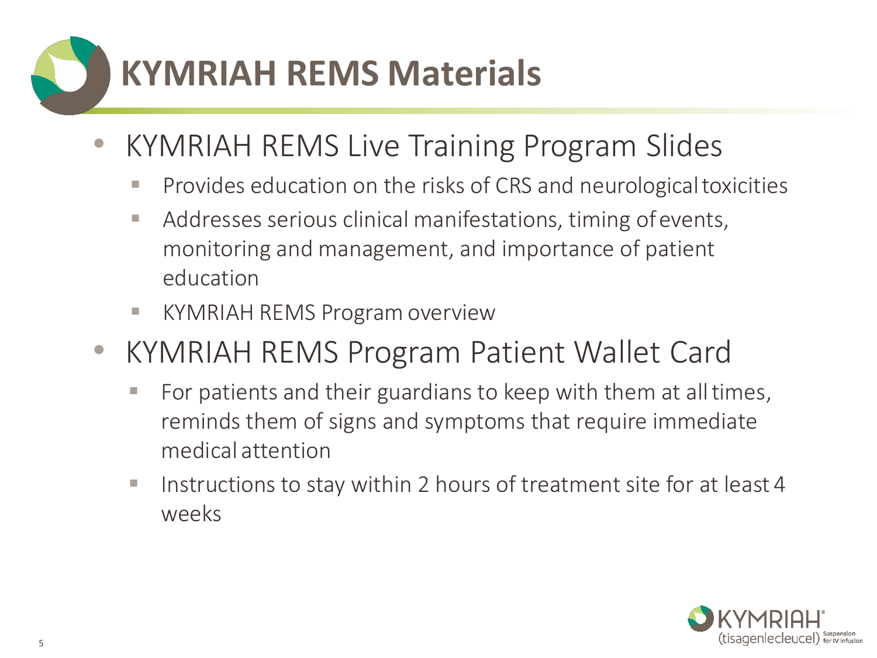# KYMRIAH REMS Materials

- KYMRIAH REMS Live Training Program Slides
  - Provides education on the risks of CRS and neurological toxicities
  - Addresses serious clinical manifestations, timing of events, monitoring and management, and importance of patient education
  - KYMRIAH REMS Program overview
- KYMRIAH REMS Program Patient Wallet Card
  - For patients and their guardians to keep with them at all times, reminds them of signs and symptoms that require immediate medical attention
  - Instructions to stay within 2 hours of treatment site for at least 4 weeks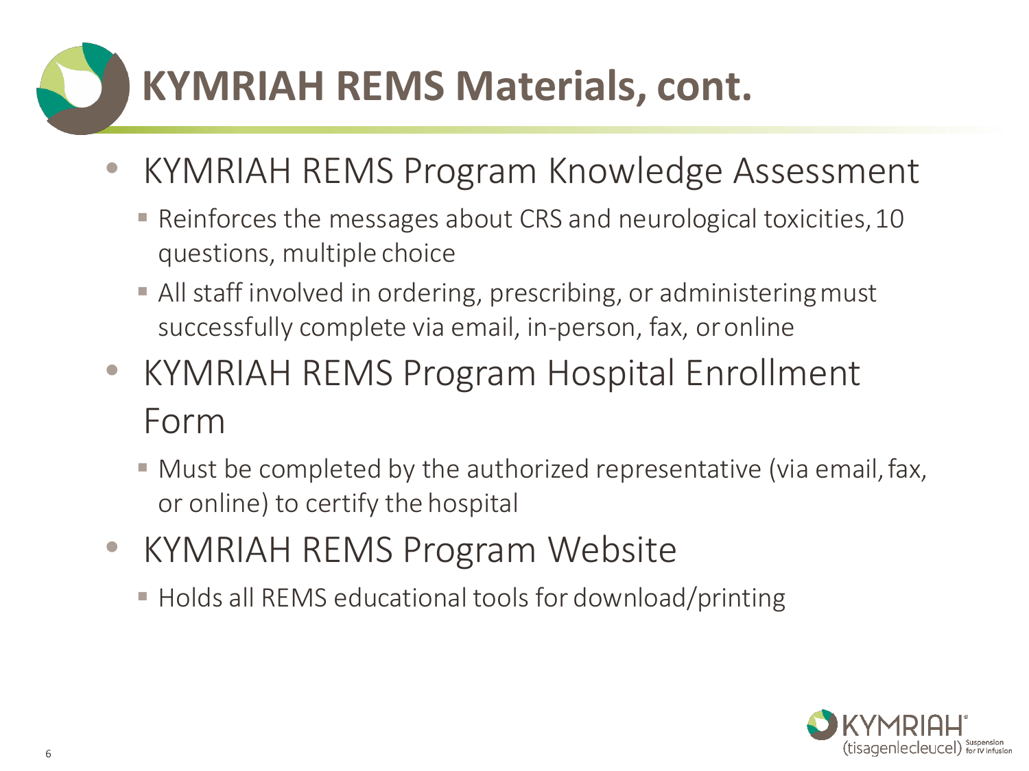# KYMRIAH REMS Materials, cont.

- KYMRIAH REMS Program Knowledge Assessment
  - Reinforces the messages about CRS and neurological toxicities, 10 questions, multiple choice
  - All staff involved in ordering, prescribing, or administering must successfully complete via email, in-person, fax, or online
- KYMRIAH REMS Program Hospital Enrollment Form
  - Must be completed by the authorized representative (via email, fax, or online) to certify the hospital
- KYMRIAH REMS Program Website
  - Holds all REMS educational tools for download/printing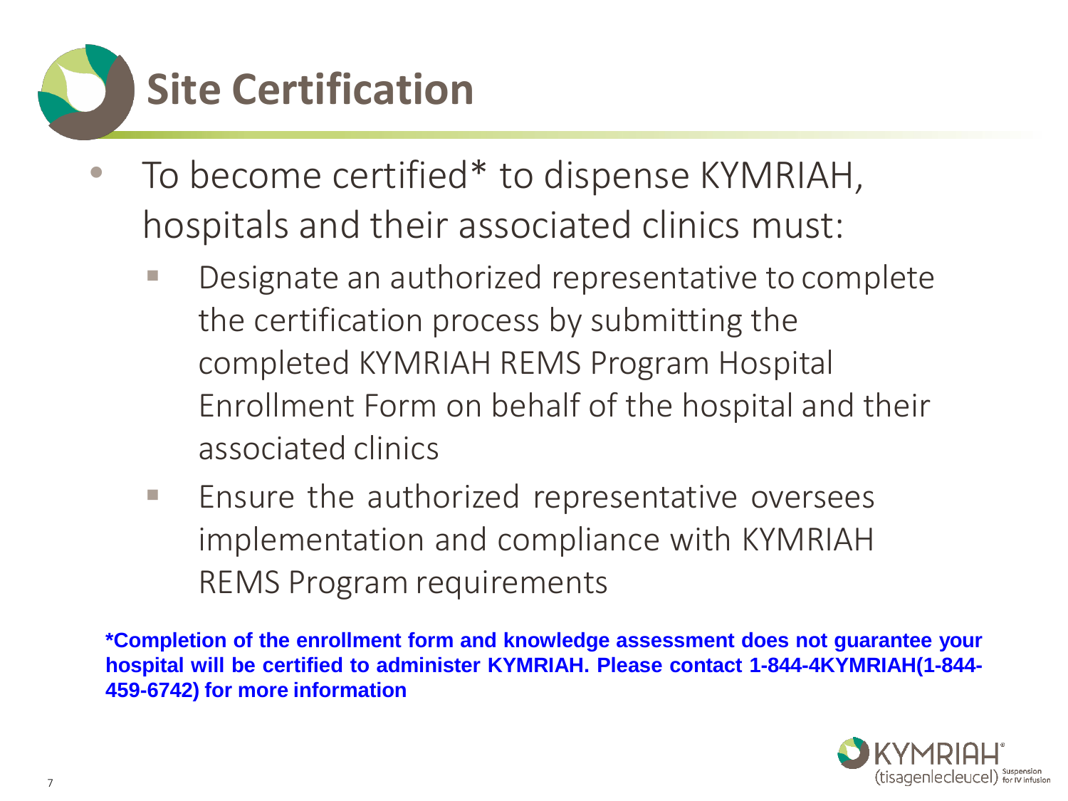# Site Certification

- To become certified* to dispense KYMRIAH, hospitals and their associated clinics must:
  - Designate an authorized representative to complete the certification process by submitting the completed KYMRIAH REMS Program Hospital Enrollment Form on behalf of the hospital and their associated clinics
  - Ensure the authorized representative oversees implementation and compliance with KYMRIAH REMS Program requirements

**\*Completion of the enrollment form and knowledge assessment does not guarantee your hospital will be certified to administer KYMRIAH. Please contact 1-844-4KYMRIAH(1-844-459-6742) for more information**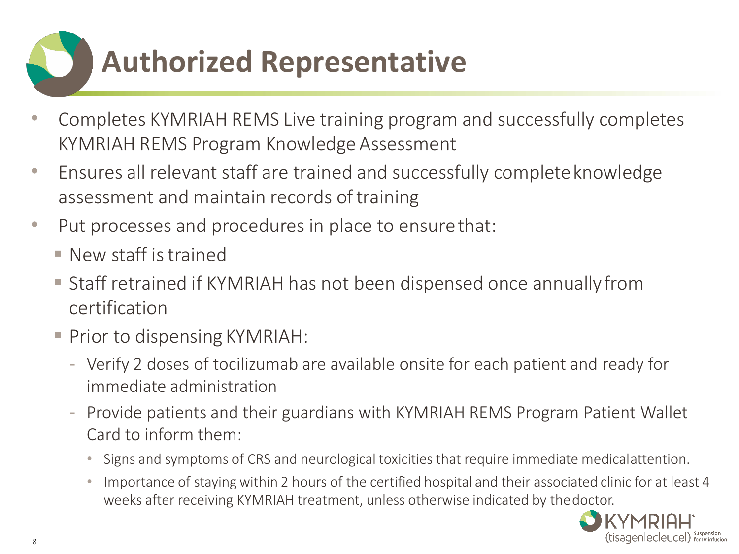# Authorized Representative

- Completes KYMRIAH REMS Live training program and successfully completes KYMRIAH REMS Program Knowledge Assessment
- Ensures all relevant staff are trained and successfully complete knowledge assessment and maintain records of training
- Put processes and procedures in place to ensure that:
  - New staff is trained
  - Staff retrained if KYMRIAH has not been dispensed once annually from certification
  - Prior to dispensing KYMRIAH:
    - Verify 2 doses of tocilizumab are available onsite for each patient and ready for immediate administration
    - Provide patients and their guardians with KYMRIAH REMS Program Patient Wallet Card to inform them:
      - Signs and symptoms of CRS and neurological toxicities that require immediate medical attention.
      - Importance of staying within 2 hours of the certified hospital and their associated clinic for at least 4 weeks after receiving KYMRIAH treatment, unless otherwise indicated by the doctor.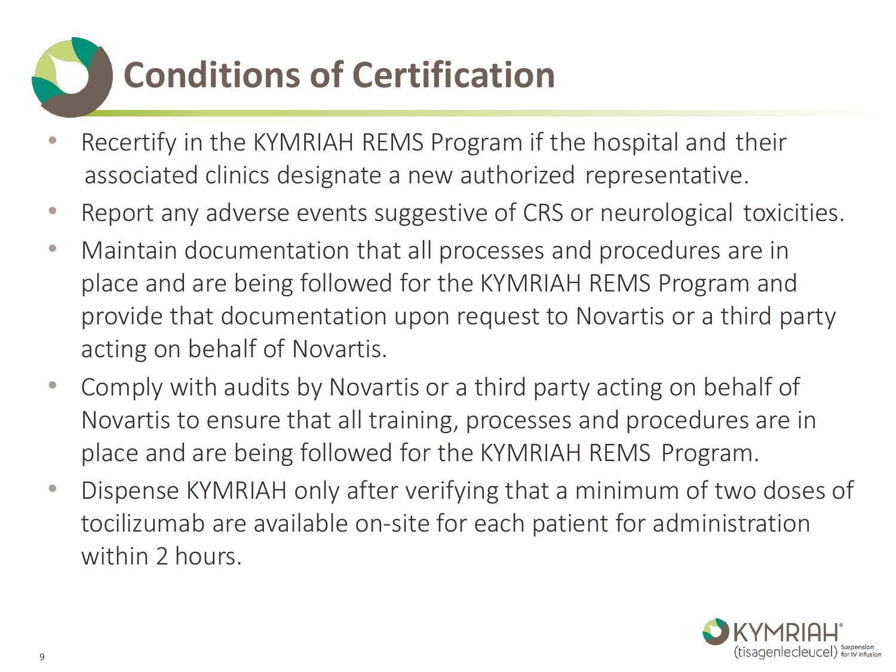# Conditions of Certification

- Recertify in the KYMRIAH REMS Program if the hospital and their associated clinics designate a new authorized representative.
- Report any adverse events suggestive of CRS or neurological toxicities.
- Maintain documentation that all processes and procedures are in place and are being followed for the KYMRIAH REMS Program and provide that documentation upon request to Novartis or a third party acting on behalf of Novartis.
- Comply with audits by Novartis or a third party acting on behalf of Novartis to ensure that all training, processes and procedures are in place and are being followed for the KYMRIAH REMS Program.
- Dispense KYMRIAH only after verifying that a minimum of two doses of tocilizumab are available on-site for each patient for administration within 2 hours.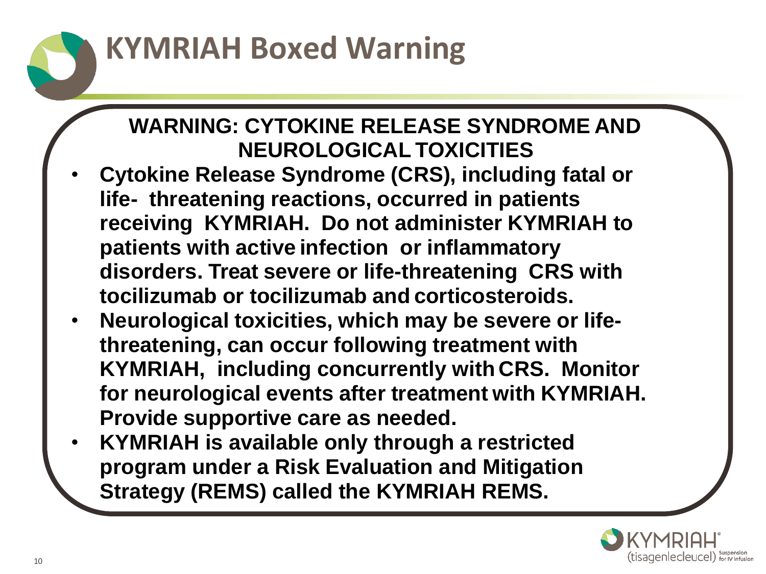# KYMRIAH Boxed Warning

**WARNING: CYTOKINE RELEASE SYNDROME AND NEUROLOGICAL TOXICITIES**

- **Cytokine Release Syndrome (CRS), including fatal or life- threatening reactions, occurred in patients receiving KYMRIAH. Do not administer KYMRIAH to patients with active infection or inflammatory disorders. Treat severe or life-threatening CRS with tocilizumab or tocilizumab and corticosteroids.**
- **Neurological toxicities, which may be severe or life-threatening, can occur following treatment with KYMRIAH, including concurrently with CRS. Monitor for neurological events after treatment with KYMRIAH. Provide supportive care as needed.**
- **KYMRIAH is available only through a restricted program under a Risk Evaluation and Mitigation Strategy (REMS) called the KYMRIAH REMS.**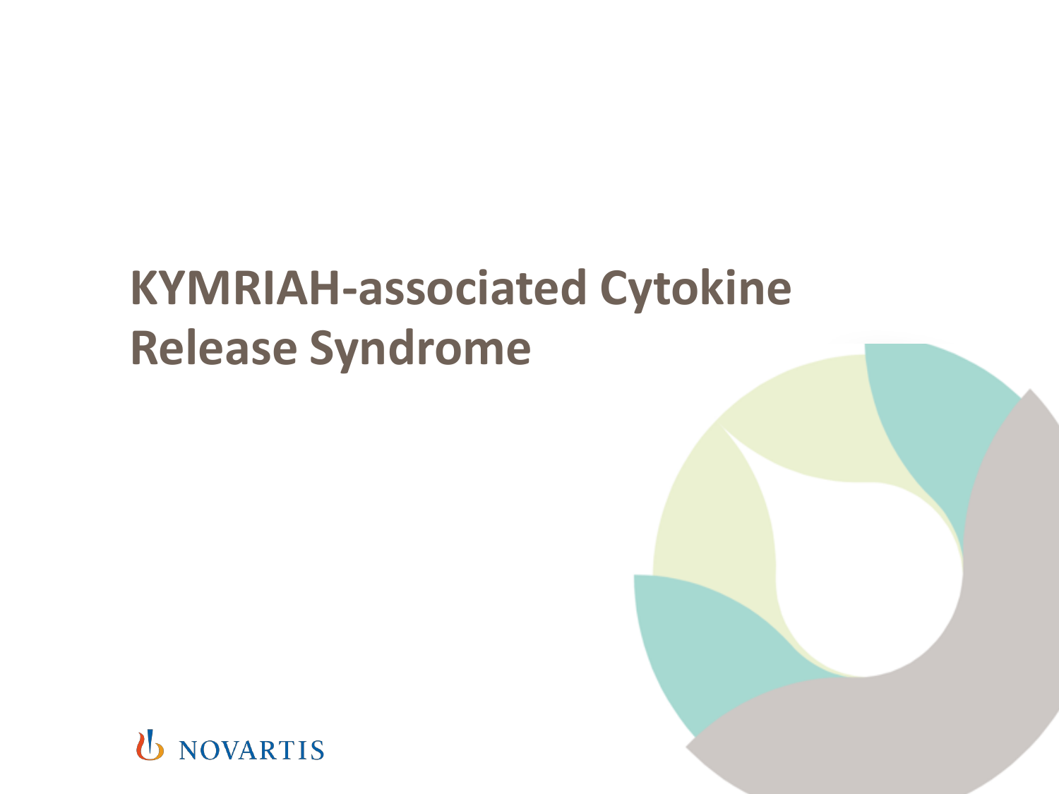# KYMRIAH-associated Cytokine Release Syndrome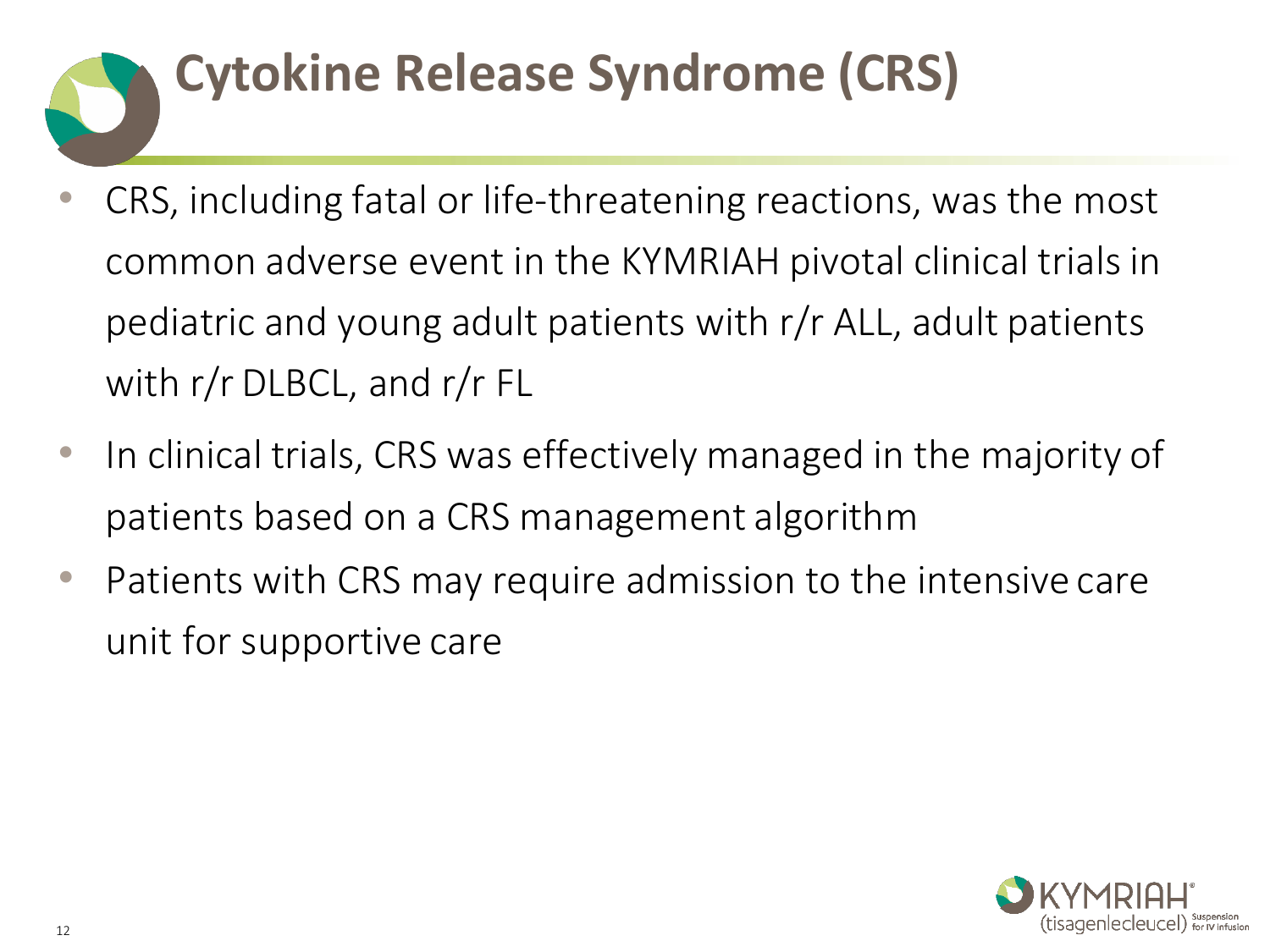# Cytokine Release Syndrome (CRS)

- CRS, including fatal or life-threatening reactions, was the most common adverse event in the KYMRIAH pivotal clinical trials in pediatric and young adult patients with r/r ALL, adult patients with r/r DLBCL, and r/r FL
- In clinical trials, CRS was effectively managed in the majority of patients based on a CRS management algorithm
- Patients with CRS may require admission to the intensive care unit for supportive care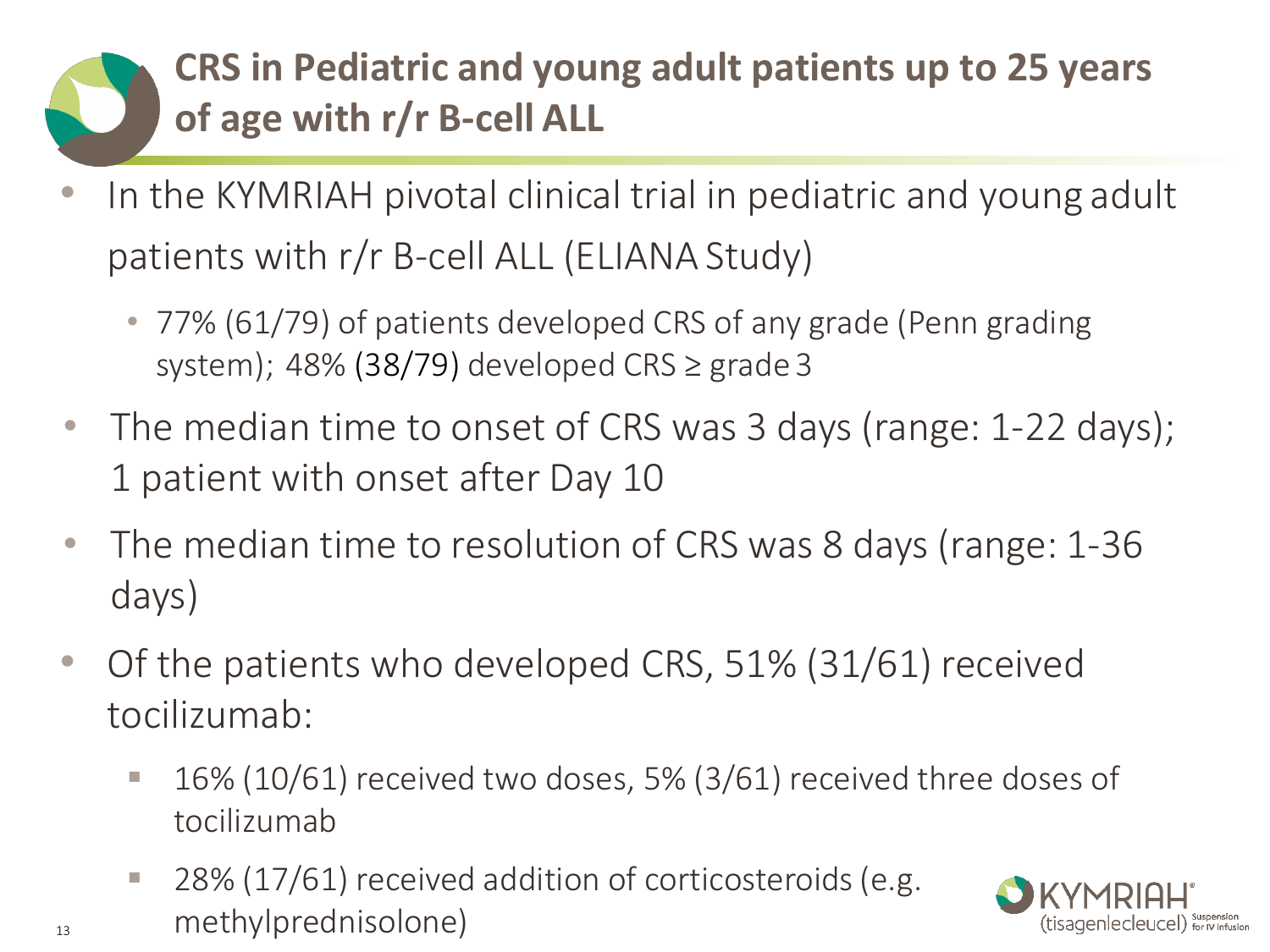# CRS in Pediatric and young adult patients up to 25 years of age with r/r B-cell ALL

- In the KYMRIAH pivotal clinical trial in pediatric and young adult patients with r/r B-cell ALL (ELIANA Study)
  - 77% (61/79) of patients developed CRS of any grade (Penn grading system); 48% (38/79) developed CRS ≥ grade 3
- The median time to onset of CRS was 3 days (range: 1-22 days); 1 patient with onset after Day 10
- The median time to resolution of CRS was 8 days (range: 1-36 days)
- Of the patients who developed CRS, 51% (31/61) received tocilizumab:
  - 16% (10/61) received two doses, 5% (3/61) received three doses of tocilizumab
  - 28% (17/61) received addition of corticosteroids (e.g. methylprednisolone)

KYMRIAH® (tisagenlecleucel) Suspension for IV infusion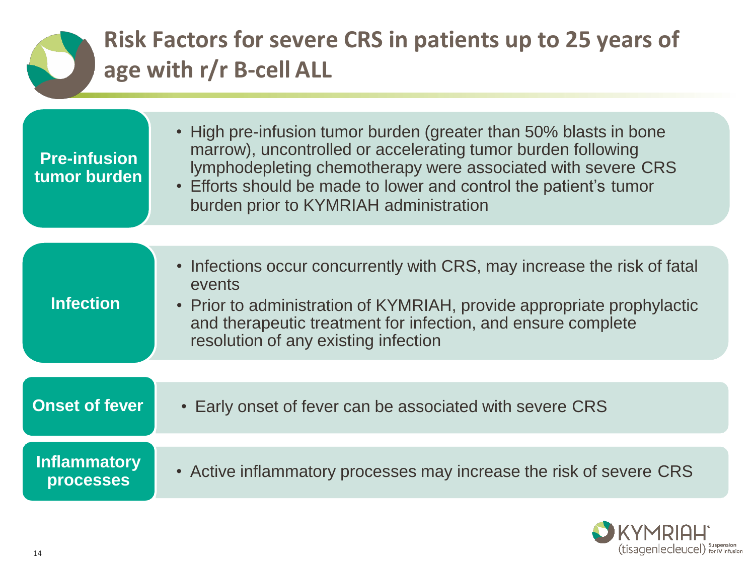# Risk Factors for severe CRS in patients up to 25 years of age with r/r B-cell ALL

| Risk factor | Details |
| --- | --- |
| **Pre-infusion tumor burden** | • High pre-infusion tumor burden (greater than 50% blasts in bone marrow), uncontrolled or accelerating tumor burden following lymphodepleting chemotherapy were associated with severe CRS<br>• Efforts should be made to lower and control the patient's tumor burden prior to KYMRIAH administration |
| **Infection** | • Infections occur concurrently with CRS, may increase the risk of fatal events<br>• Prior to administration of KYMRIAH, provide appropriate prophylactic and therapeutic treatment for infection, and ensure complete resolution of any existing infection |
| **Onset of fever** | • Early onset of fever can be associated with severe CRS |
| **Inflammatory processes** | • Active inflammatory processes may increase the risk of severe CRS |

KYMRIAH® (tisagenlecleucel) Suspension for IV infusion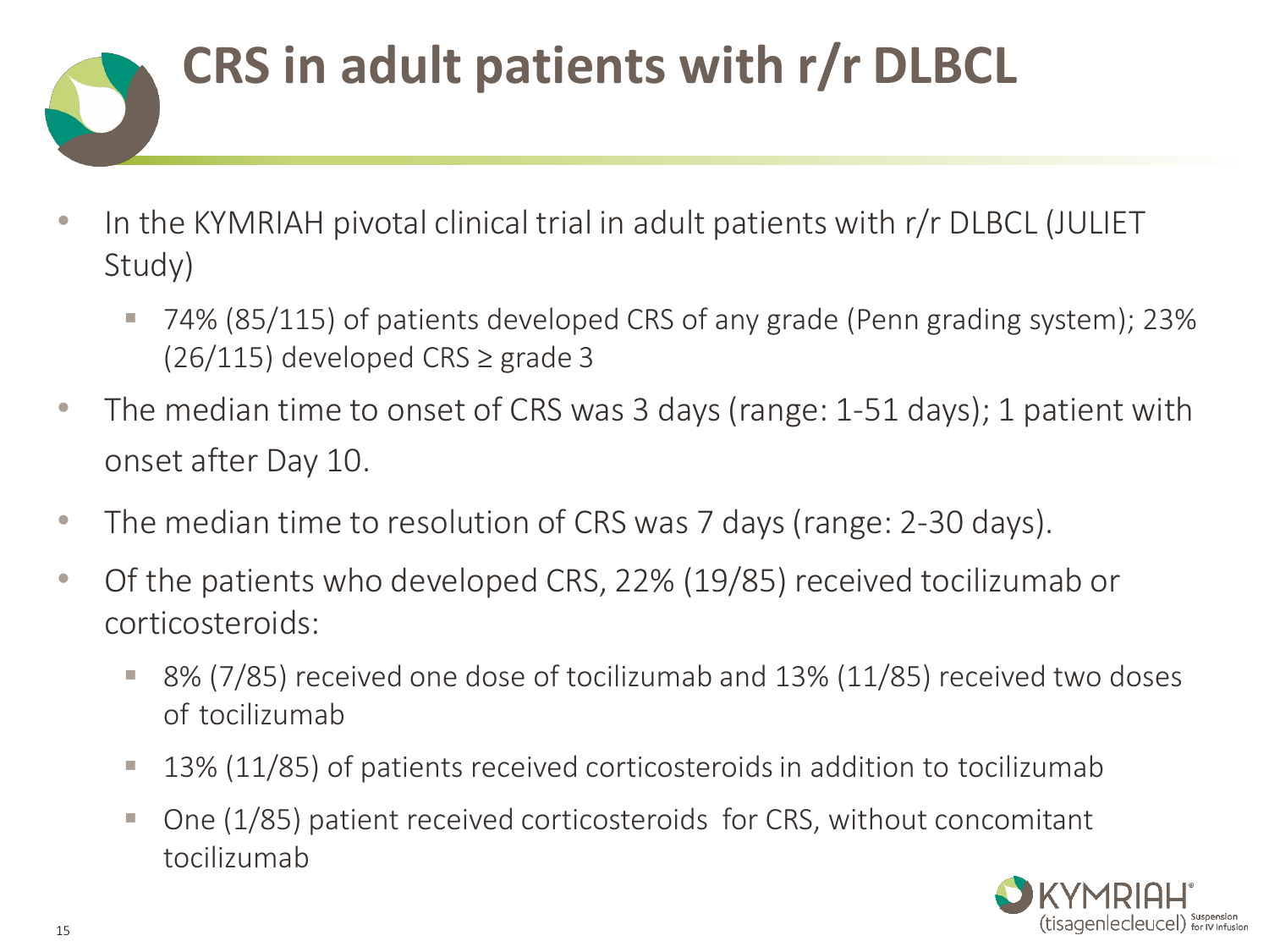# CRS in adult patients with r/r DLBCL

- In the KYMRIAH pivotal clinical trial in adult patients with r/r DLBCL (JULIET Study)
  - 74% (85/115) of patients developed CRS of any grade (Penn grading system); 23% (26/115) developed CRS ≥ grade 3
- The median time to onset of CRS was 3 days (range: 1-51 days); 1 patient with onset after Day 10.
- The median time to resolution of CRS was 7 days (range: 2-30 days).
- Of the patients who developed CRS, 22% (19/85) received tocilizumab or corticosteroids:
  - 8% (7/85) received one dose of tocilizumab and 13% (11/85) received two doses of tocilizumab
  - 13% (11/85) of patients received corticosteroids in addition to tocilizumab
  - One (1/85) patient received corticosteroids for CRS, without concomitant tocilizumab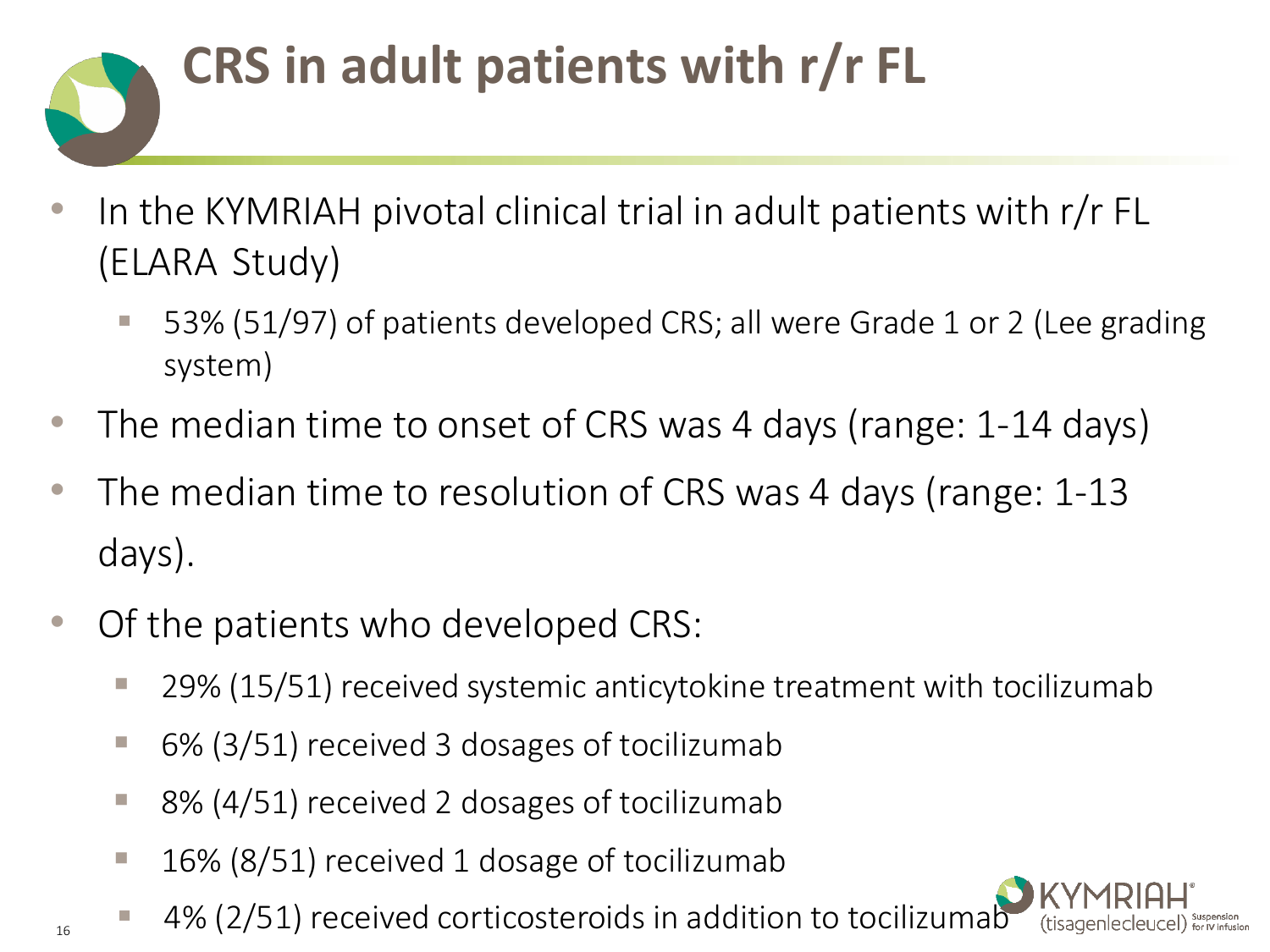# CRS in adult patients with r/r FL

- In the KYMRIAH pivotal clinical trial in adult patients with r/r FL (ELARA Study)
  - 53% (51/97) of patients developed CRS; all were Grade 1 or 2 (Lee grading system)
- The median time to onset of CRS was 4 days (range: 1-14 days)
- The median time to resolution of CRS was 4 days (range: 1-13 days).
- Of the patients who developed CRS:
  - 29% (15/51) received systemic anticytokine treatment with tocilizumab
  - 6% (3/51) received 3 dosages of tocilizumab
  - 8% (4/51) received 2 dosages of tocilizumab
  - 16% (8/51) received 1 dosage of tocilizumab
  - 4% (2/51) received corticosteroids in addition to tocilizumab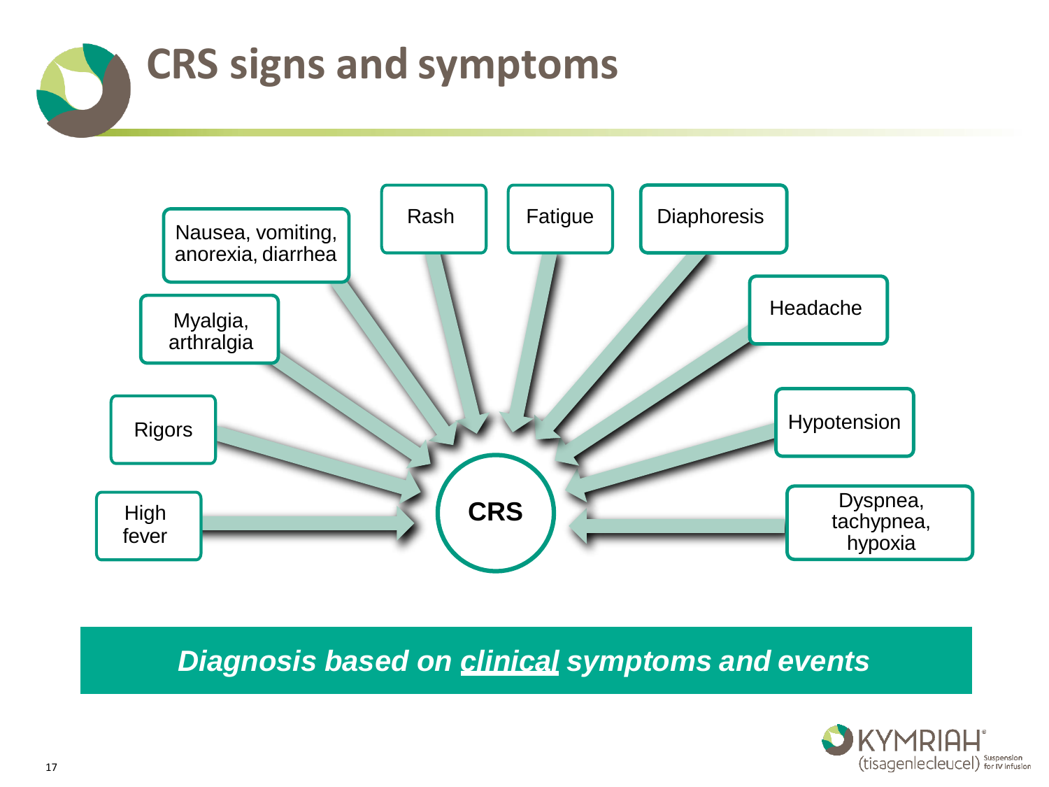# CRS signs and symptoms

- High fever
- Rigors
- Myalgia, arthralgia
- Nausea, vomiting, anorexia, diarrhea
- Rash
- Fatigue
- Diaphoresis
- Headache
- Hypotension
- Dyspnea, tachypnea, hypoxia

**CRS**

***Diagnosis based on <u>clinical</u> symptoms and events***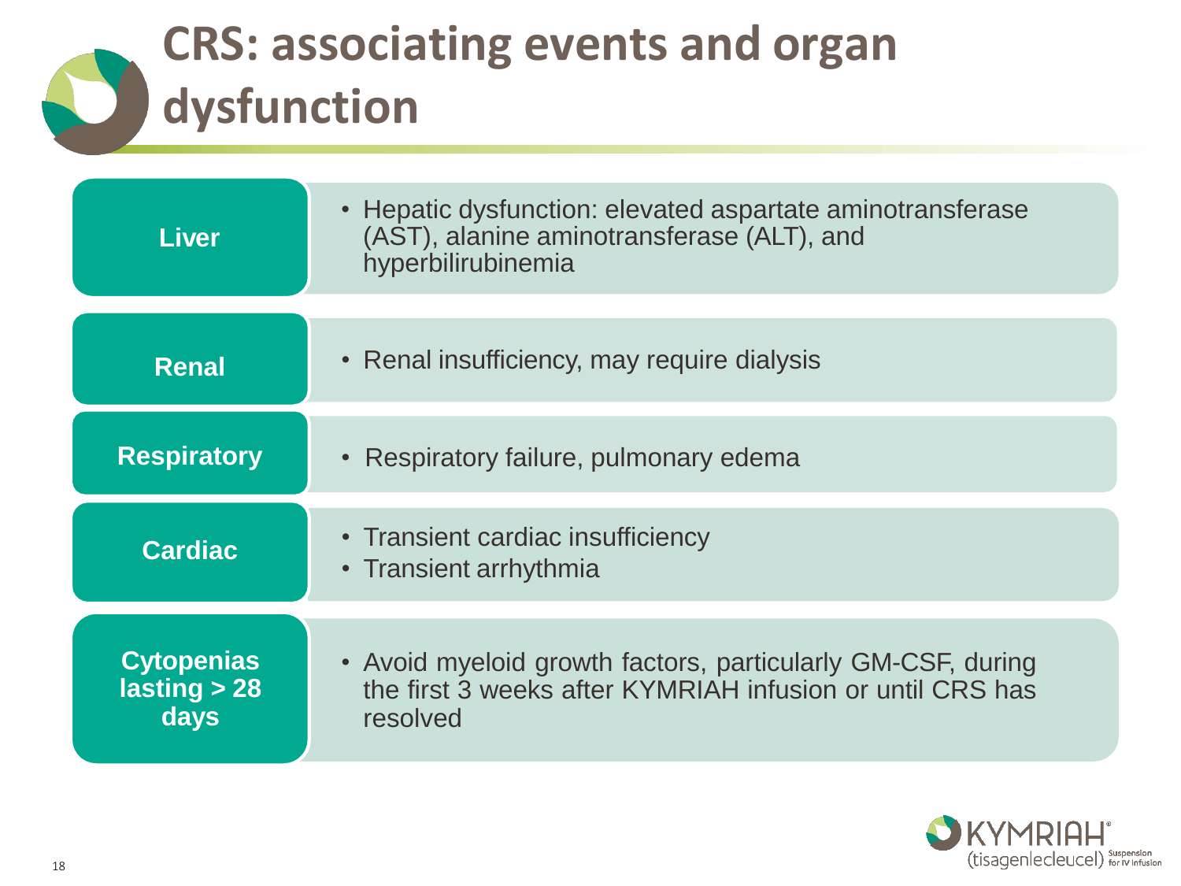# CRS: associating events and organ dysfunction

| | |
|---|---|
| **Liver** | • Hepatic dysfunction: elevated aspartate aminotransferase (AST), alanine aminotransferase (ALT), and hyperbilirubinemia |
| **Renal** | • Renal insufficiency, may require dialysis |
| **Respiratory** | • Respiratory failure, pulmonary edema |
| **Cardiac** | • Transient cardiac insufficiency<br>• Transient arrhythmia |
| **Cytopenias lasting > 28 days** | • Avoid myeloid growth factors, particularly GM-CSF, during the first 3 weeks after KYMRIAH infusion or until CRS has resolved |

KYMRIAH® (tisagenlecleucel) Suspension for IV infusion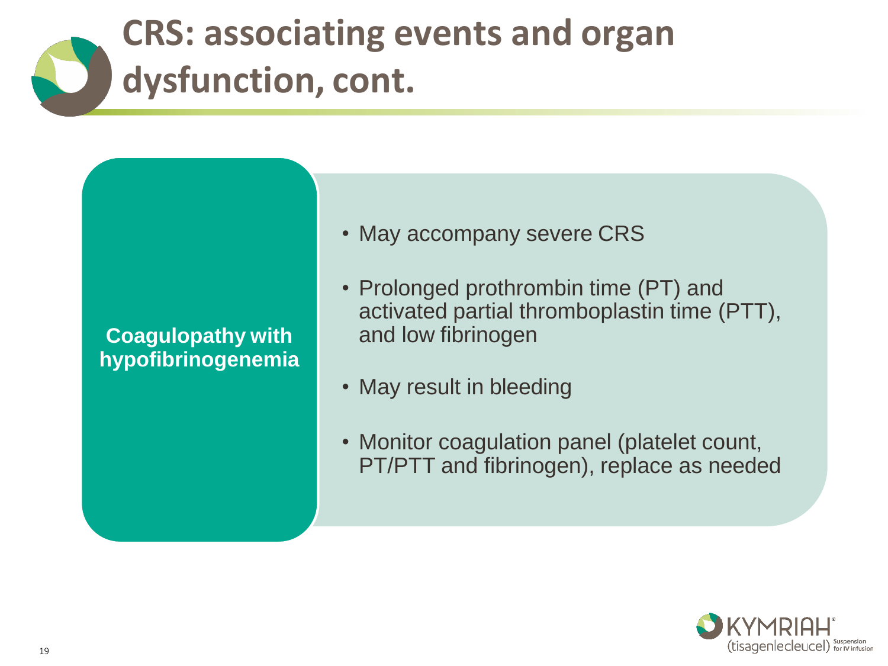# CRS: associating events and organ dysfunction, cont.

**Coagulopathy with hypofibrinogenemia**

- May accompany severe CRS
- Prolonged prothrombin time (PT) and activated partial thromboplastin time (PTT), and low fibrinogen
- May result in bleeding
- Monitor coagulation panel (platelet count, PT/PTT and fibrinogen), replace as needed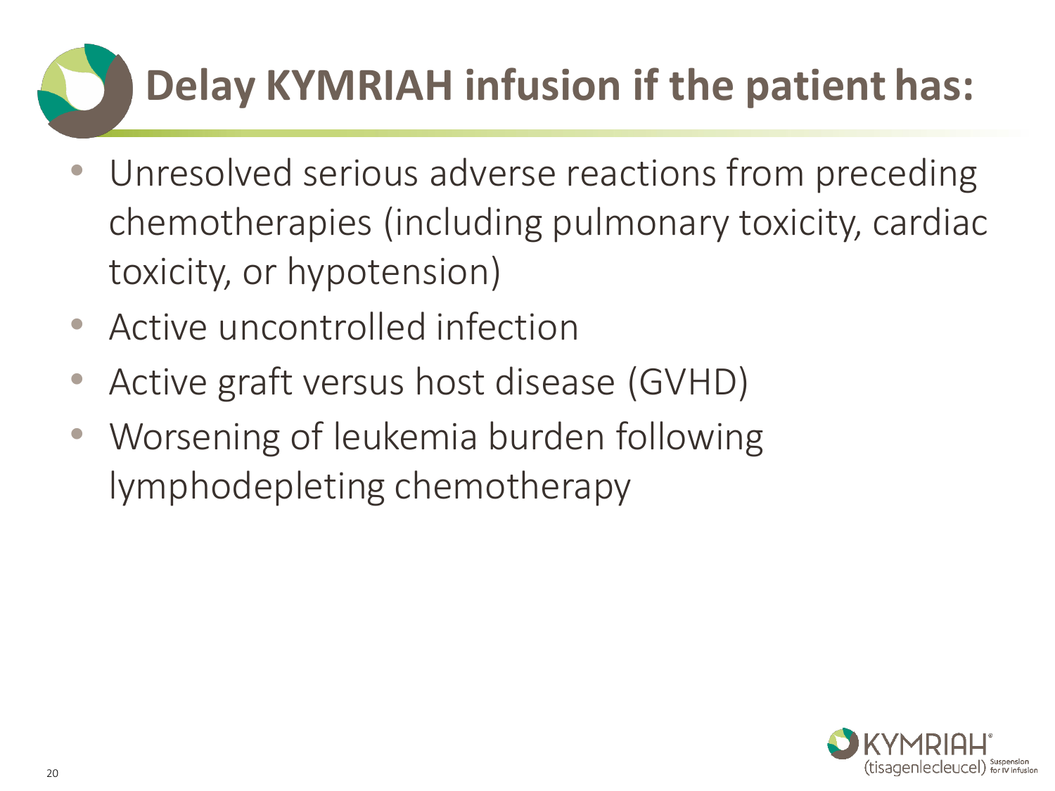# Delay KYMRIAH infusion if the patient has:

- Unresolved serious adverse reactions from preceding chemotherapies (including pulmonary toxicity, cardiac toxicity, or hypotension)
- Active uncontrolled infection
- Active graft versus host disease (GVHD)
- Worsening of leukemia burden following lymphodepleting chemotherapy

KYMRIAH® (tisagenlecleucel) Suspension for IV infusion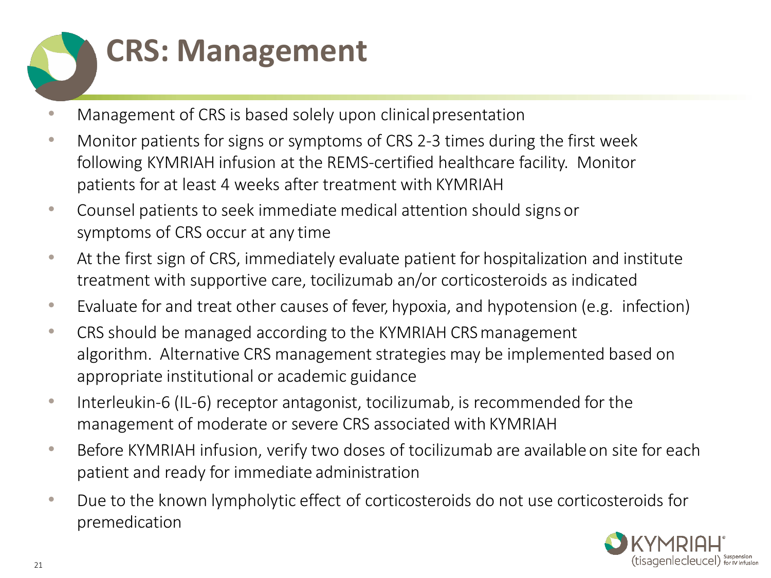# CRS: Management

- Management of CRS is based solely upon clinical presentation
- Monitor patients for signs or symptoms of CRS 2-3 times during the first week following KYMRIAH infusion at the REMS-certified healthcare facility. Monitor patients for at least 4 weeks after treatment with KYMRIAH
- Counsel patients to seek immediate medical attention should signs or symptoms of CRS occur at any time
- At the first sign of CRS, immediately evaluate patient for hospitalization and institute treatment with supportive care, tocilizumab an/or corticosteroids as indicated
- Evaluate for and treat other causes of fever, hypoxia, and hypotension (e.g. infection)
- CRS should be managed according to the KYMRIAH CRS management algorithm. Alternative CRS management strategies may be implemented based on appropriate institutional or academic guidance
- Interleukin-6 (IL-6) receptor antagonist, tocilizumab, is recommended for the management of moderate or severe CRS associated with KYMRIAH
- Before KYMRIAH infusion, verify two doses of tocilizumab are available on site for each patient and ready for immediate administration
- Due to the known lympholytic effect of corticosteroids do not use corticosteroids for premedication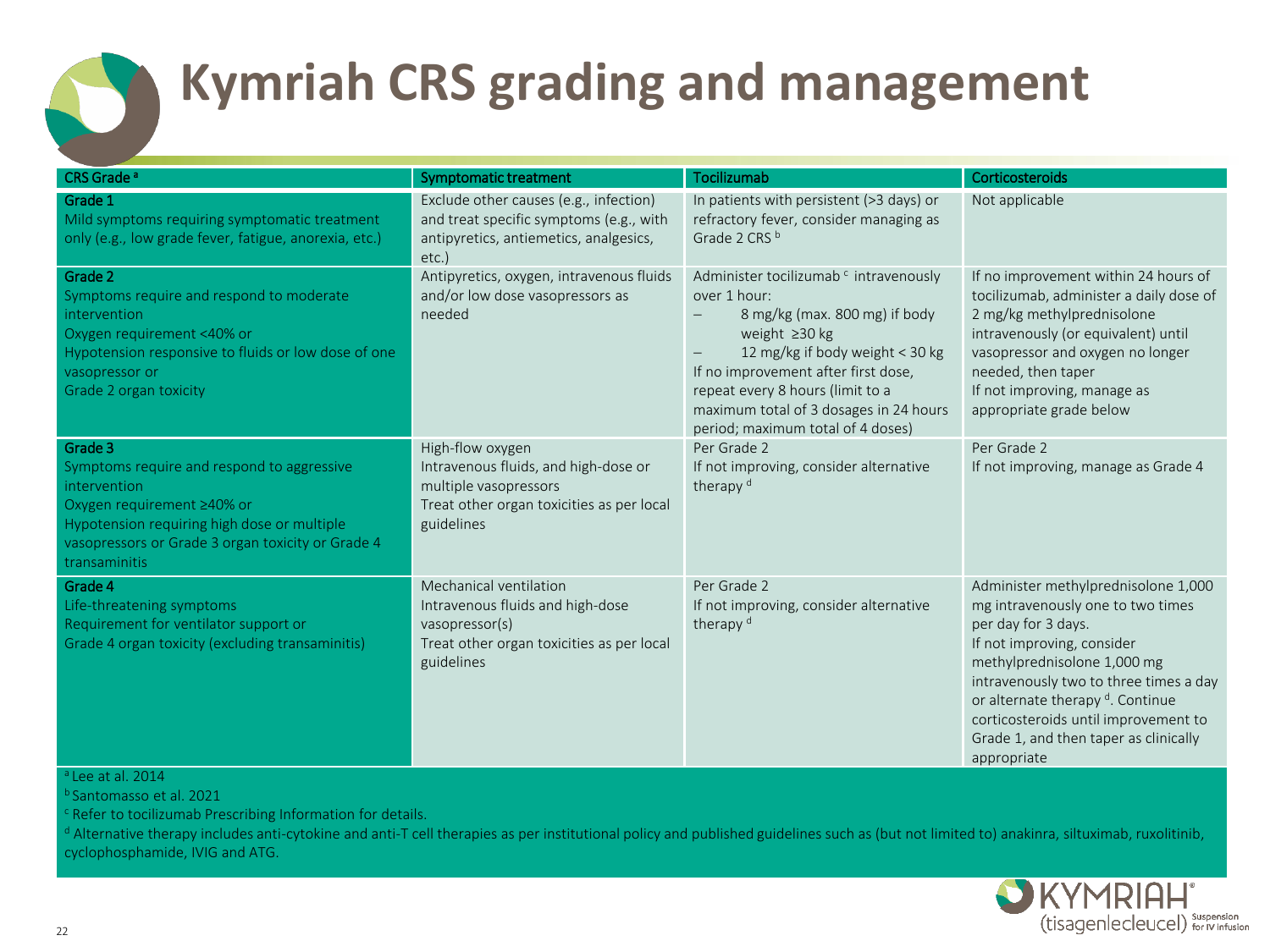# Kymriah CRS grading and management

| CRS Grade [a] | Symptomatic treatment | Tocilizumab | Corticosteroids |
|---|---|---|---|
| **Grade 1**<br>Mild symptoms requiring symptomatic treatment only (e.g., low grade fever, fatigue, anorexia, etc.) | Exclude other causes (e.g., infection) and treat specific symptoms (e.g., with antipyretics, antiemetics, analgesics, etc.) | In patients with persistent (>3 days) or refractory fever, consider managing as Grade 2 CRS [b] | Not applicable |
| **Grade 2**<br>Symptoms require and respond to moderate intervention<br>Oxygen requirement <40% or<br>Hypotension responsive to fluids or low dose of one vasopressor or<br>Grade 2 organ toxicity | Antipyretics, oxygen, intravenous fluids and/or low dose vasopressors as needed | Administer tocilizumab [c] intravenously over 1 hour:<br>– 8 mg/kg (max. 800 mg) if body weight ≥30 kg<br>– 12 mg/kg if body weight < 30 kg<br>If no improvement after first dose, repeat every 8 hours (limit to a maximum total of 3 dosages in 24 hours period; maximum total of 4 doses) | If no improvement within 24 hours of tocilizumab, administer a daily dose of 2 mg/kg methylprednisolone intravenously (or equivalent) until vasopressor and oxygen no longer needed, then taper<br>If not improving, manage as appropriate grade below |
| **Grade 3**<br>Symptoms require and respond to aggressive intervention<br>Oxygen requirement ≥40% or<br>Hypotension requiring high dose or multiple vasopressors or Grade 3 organ toxicity or Grade 4 transaminitis | High-flow oxygen<br>Intravenous fluids, and high-dose or multiple vasopressors<br>Treat other organ toxicities as per local guidelines | Per Grade 2<br>If not improving, consider alternative therapy [d] | Per Grade 2<br>If not improving, manage as Grade 4 |
| **Grade 4**<br>Life-threatening symptoms<br>Requirement for ventilator support or<br>Grade 4 organ toxicity (excluding transaminitis) | Mechanical ventilation<br>Intravenous fluids and high-dose vasopressor(s)<br>Treat other organ toxicities as per local guidelines | Per Grade 2<br>If not improving, consider alternative therapy [d] | Administer methylprednisolone 1,000 mg intravenously one to two times per day for 3 days.<br>If not improving, consider methylprednisolone 1,000 mg intravenously two to three times a day or alternate therapy [d]. Continue corticosteroids until improvement to Grade 1, and then taper as clinically appropriate |

[a] Lee at al. 2014

[b] Santomasso et al. 2021

[c] Refer to tocilizumab Prescribing Information for details.

[d] Alternative therapy includes anti-cytokine and anti-T cell therapies as per institutional policy and published guidelines such as (but not limited to) anakinra, siltuximab, ruxolitinib, cyclophosphamide, IVIG and ATG.

KYMRIAH® (tisagenlecleucel) Suspension for IV infusion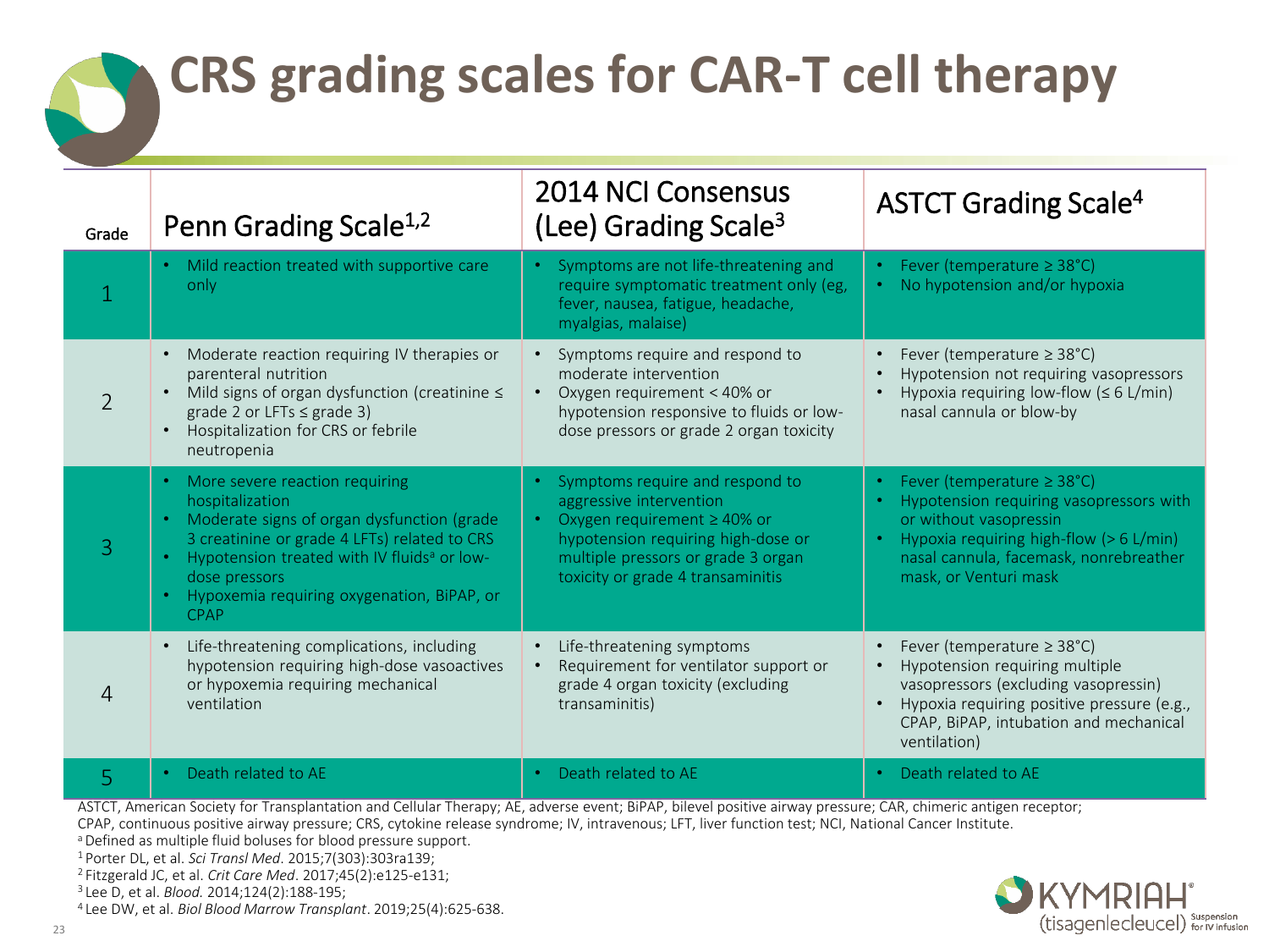# CRS grading scales for CAR-T cell therapy

| Grade | Penn Grading Scale[1,2] | 2014 NCI Consensus (Lee) Grading Scale[3] | ASTCT Grading Scale[4] |
|---|---|---|---|
| 1 | • Mild reaction treated with supportive care only | • Symptoms are not life-threatening and require symptomatic treatment only (eg, fever, nausea, fatigue, headache, myalgias, malaise) | • Fever (temperature ≥ 38°C)<br>• No hypotension and/or hypoxia |
| 2 | • Moderate reaction requiring IV therapies or parenteral nutrition<br>• Mild signs of organ dysfunction (creatinine ≤ grade 2 or LFTs ≤ grade 3)<br>• Hospitalization for CRS or febrile neutropenia | • Symptoms require and respond to moderate intervention<br>• Oxygen requirement < 40% or hypotension responsive to fluids or low-dose pressors or grade 2 organ toxicity | • Fever (temperature ≥ 38°C)<br>• Hypotension not requiring vasopressors<br>• Hypoxia requiring low-flow (≤ 6 L/min) nasal cannula or blow-by |
| 3 | • More severe reaction requiring hospitalization<br>• Moderate signs of organ dysfunction (grade 3 creatinine or grade 4 LFTs) related to CRS<br>• Hypotension treated with IV fluids[a] or low-dose pressors<br>• Hypoxemia requiring oxygenation, BiPAP, or CPAP | • Symptoms require and respond to aggressive intervention<br>• Oxygen requirement ≥ 40% or hypotension requiring high-dose or multiple pressors or grade 3 organ toxicity or grade 4 transaminitis | • Fever (temperature ≥ 38°C)<br>• Hypotension requiring vasopressors with or without vasopressin<br>• Hypoxia requiring high-flow (> 6 L/min) nasal cannula, facemask, nonrebreather mask, or Venturi mask |
| 4 | • Life-threatening complications, including hypotension requiring high-dose vasoactives or hypoxemia requiring mechanical ventilation | • Life-threatening symptoms<br>• Requirement for ventilator support or grade 4 organ toxicity (excluding transaminitis) | • Fever (temperature ≥ 38°C)<br>• Hypotension requiring multiple vasopressors (excluding vasopressin)<br>• Hypoxia requiring positive pressure (e.g., CPAP, BiPAP, intubation and mechanical ventilation) |
| 5 | • Death related to AE | • Death related to AE | • Death related to AE |

ASTCT, American Society for Transplantation and Cellular Therapy; AE, adverse event; BiPAP, bilevel positive airway pressure; CAR, chimeric antigen receptor; CPAP, continuous positive airway pressure; CRS, cytokine release syndrome; IV, intravenous; LFT, liver function test; NCI, National Cancer Institute.

[a] Defined as multiple fluid boluses for blood pressure support.

[1] Porter DL, et al. *Sci Transl Med*. 2015;7(303):303ra139;
[2] Fitzgerald JC, et al. *Crit Care Med*. 2017;45(2):e125-e131;
[3] Lee D, et al. *Blood.* 2014;124(2):188-195;
[4] Lee DW, et al. *Biol Blood Marrow Transplant*. 2019;25(4):625-638.

KYMRIAH® (tisagenlecleucel) Suspension for IV infusion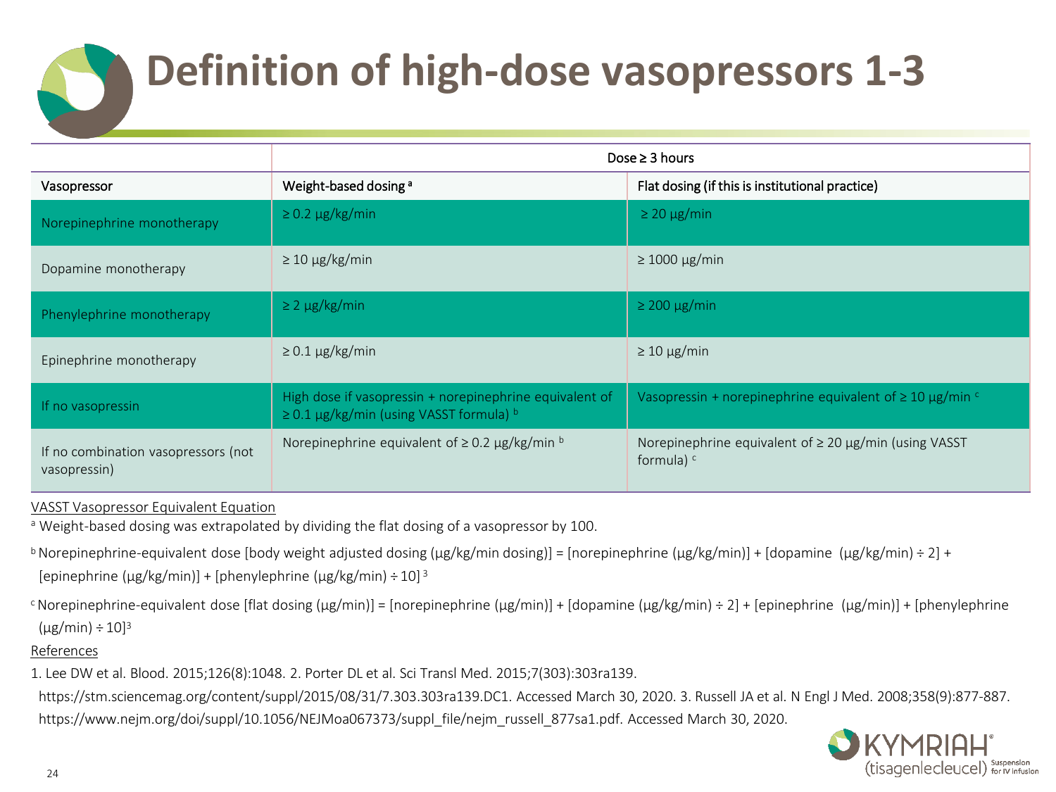# Definition of high-dose vasopressors 1-3

| | Dose ≥ 3 hours | |
|---|---|---|
| Vasopressor | Weight-based dosing [a] | Flat dosing (if this is institutional practice) |
| Norepinephrine monotherapy | ≥ 0.2 µg/kg/min | ≥ 20 µg/min |
| Dopamine monotherapy | ≥ 10 µg/kg/min | ≥ 1000 µg/min |
| Phenylephrine monotherapy | ≥ 2 µg/kg/min | ≥ 200 µg/min |
| Epinephrine monotherapy | ≥ 0.1 µg/kg/min | ≥ 10 µg/min |
| If no vasopressin | High dose if vasopressin + norepinephrine equivalent of ≥ 0.1 µg/kg/min (using VASST formula) [b] | Vasopressin + norepinephrine equivalent of ≥ 10 µg/min [c] |
| If no combination vasopressors (not vasopressin) | Norepinephrine equivalent of ≥ 0.2 µg/kg/min [b] | Norepinephrine equivalent of ≥ 20 µg/min (using VASST formula) [c] |

VASST Vasopressor Equivalent Equation

[a] Weight-based dosing was extrapolated by dividing the flat dosing of a vasopressor by 100.

[b] Norepinephrine-equivalent dose [body weight adjusted dosing (µg/kg/min dosing)] = [norepinephrine (µg/kg/min)] + [dopamine (µg/kg/min) ÷ 2] + [epinephrine (µg/kg/min)] + [phenylephrine (µg/kg/min) ÷ 10] [3]

[c] Norepinephrine-equivalent dose [flat dosing (µg/min)] = [norepinephrine (µg/min)] + [dopamine (µg/kg/min) ÷ 2] + [epinephrine (µg/min)] + [phenylephrine (µg/min) ÷ 10][3]

References

1. Lee DW et al. Blood. 2015;126(8):1048. 2. Porter DL et al. Sci Transl Med. 2015;7(303):303ra139. https://stm.sciencemag.org/content/suppl/2015/08/31/7.303.303ra139.DC1. Accessed March 30, 2020. 3. Russell JA et al. N Engl J Med. 2008;358(9):877-887. https://www.nejm.org/doi/suppl/10.1056/NEJMoa067373/suppl_file/nejm_russell_877sa1.pdf. Accessed March 30, 2020.

KYMRIAH® (tisagenlecleucel) Suspension for IV infusion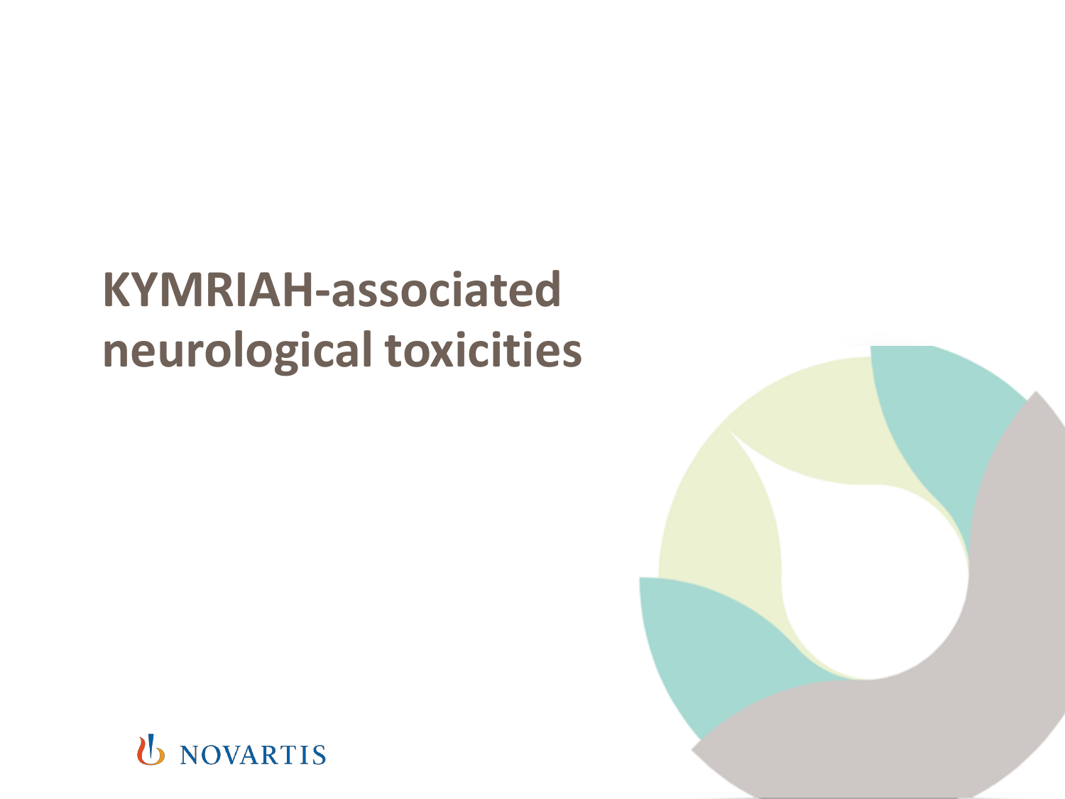# KYMRIAH-associated neurological toxicities

NOVARTIS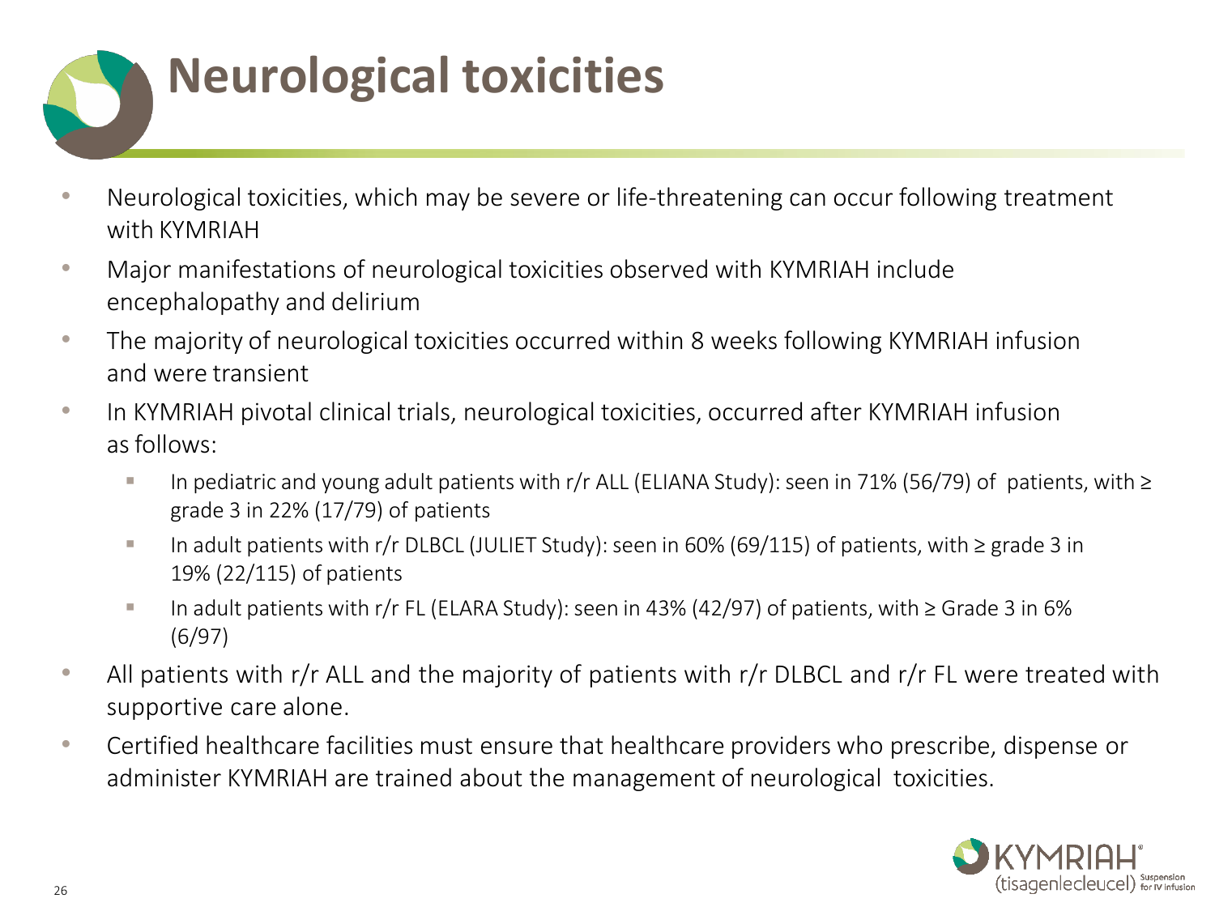# Neurological toxicities

- Neurological toxicities, which may be severe or life-threatening can occur following treatment with KYMRIAH
- Major manifestations of neurological toxicities observed with KYMRIAH include encephalopathy and delirium
- The majority of neurological toxicities occurred within 8 weeks following KYMRIAH infusion and were transient
- In KYMRIAH pivotal clinical trials, neurological toxicities, occurred after KYMRIAH infusion as follows:
  - In pediatric and young adult patients with r/r ALL (ELIANA Study): seen in 71% (56/79) of patients, with ≥ grade 3 in 22% (17/79) of patients
  - In adult patients with r/r DLBCL (JULIET Study): seen in 60% (69/115) of patients, with ≥ grade 3 in 19% (22/115) of patients
  - In adult patients with r/r FL (ELARA Study): seen in 43% (42/97) of patients, with ≥ Grade 3 in 6% (6/97)
- All patients with r/r ALL and the majority of patients with r/r DLBCL and r/r FL were treated with supportive care alone.
- Certified healthcare facilities must ensure that healthcare providers who prescribe, dispense or administer KYMRIAH are trained about the management of neurological toxicities.

KYMRIAH® (tisagenlecleucel) Suspension for IV infusion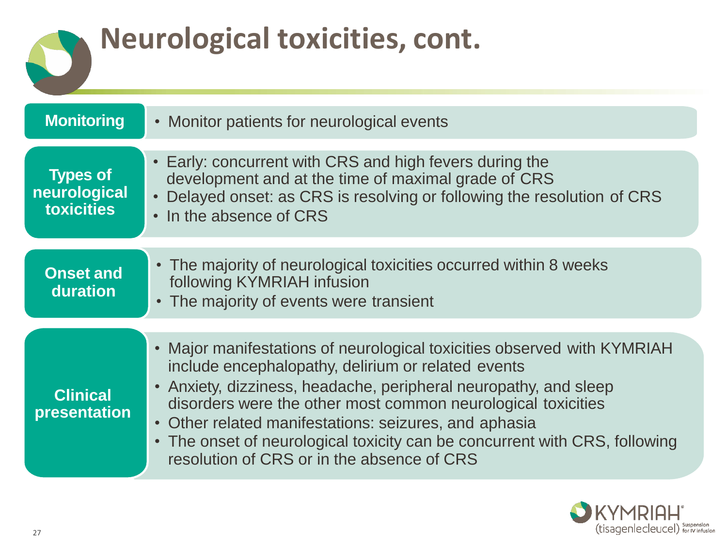# Neurological toxicities, cont.

**Monitoring**

- Monitor patients for neurological events

**Types of neurological toxicities**

- Early: concurrent with CRS and high fevers during the development and at the time of maximal grade of CRS
- Delayed onset: as CRS is resolving or following the resolution of CRS
- In the absence of CRS

**Onset and duration**

- The majority of neurological toxicities occurred within 8 weeks following KYMRIAH infusion
- The majority of events were transient

**Clinical presentation**

- Major manifestations of neurological toxicities observed with KYMRIAH include encephalopathy, delirium or related events
- Anxiety, dizziness, headache, peripheral neuropathy, and sleep disorders were the other most common neurological toxicities
- Other related manifestations: seizures, and aphasia
- The onset of neurological toxicity can be concurrent with CRS, following resolution of CRS or in the absence of CRS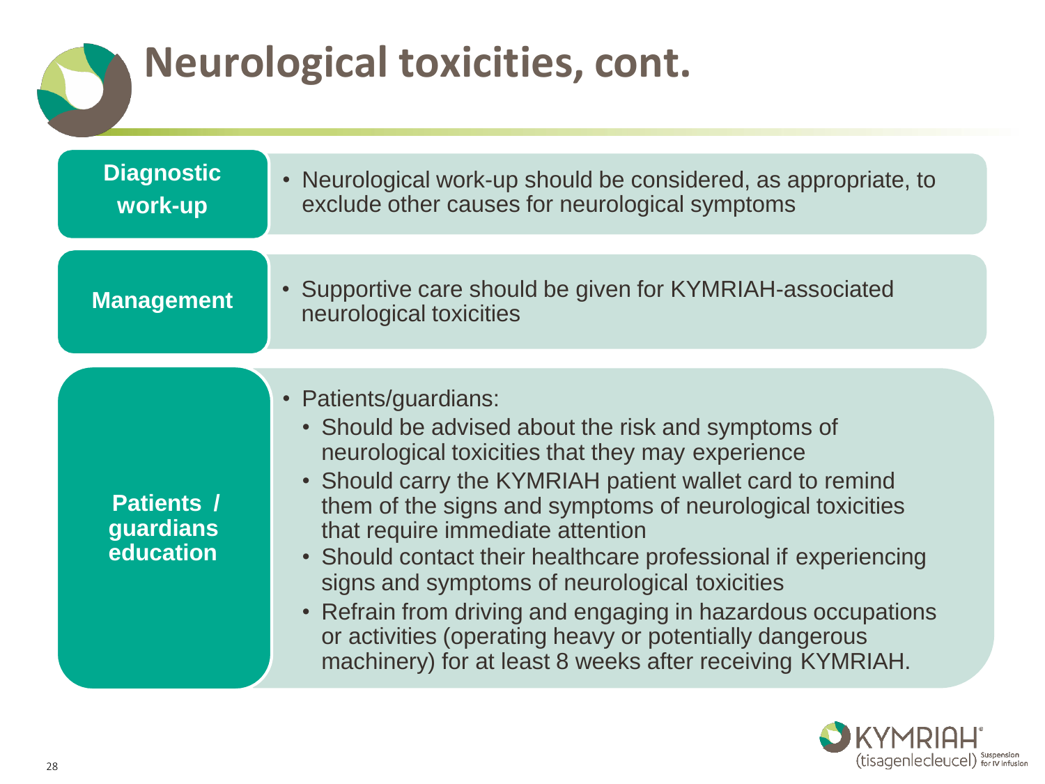# Neurological toxicities, cont.

**Diagnostic work-up**

- Neurological work-up should be considered, as appropriate, to exclude other causes for neurological symptoms

**Management**

- Supportive care should be given for KYMRIAH-associated neurological toxicities

**Patients / guardians education**

- Patients/guardians:
  - Should be advised about the risk and symptoms of neurological toxicities that they may experience
  - Should carry the KYMRIAH patient wallet card to remind them of the signs and symptoms of neurological toxicities that require immediate attention
  - Should contact their healthcare professional if experiencing signs and symptoms of neurological toxicities
  - Refrain from driving and engaging in hazardous occupations or activities (operating heavy or potentially dangerous machinery) for at least 8 weeks after receiving KYMRIAH.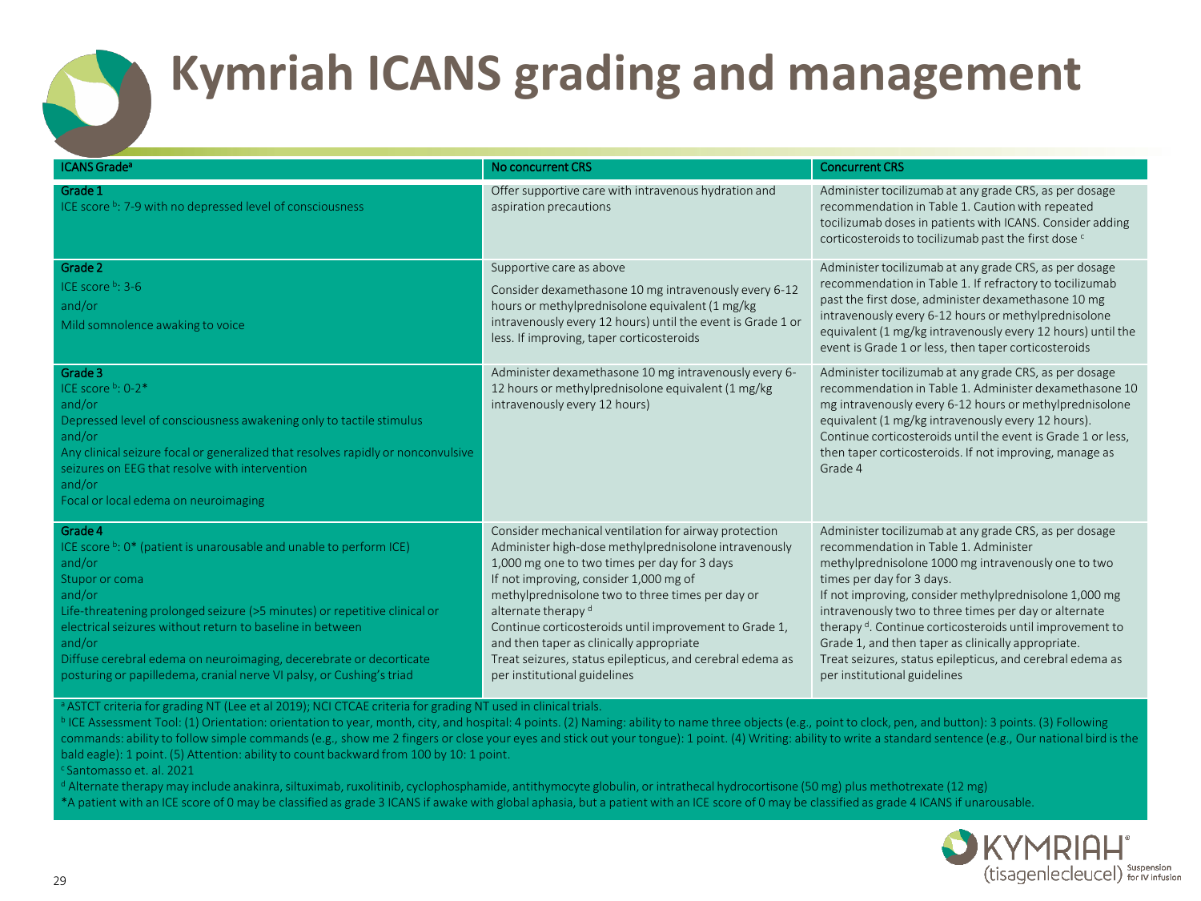# Kymriah ICANS grading and management

| ICANS Grade[a] | No concurrent CRS | Concurrent CRS |
|---|---|---|
| **Grade 1**<br>ICE score [b]: 7-9 with no depressed level of consciousness | Offer supportive care with intravenous hydration and aspiration precautions | Administer tocilizumab at any grade CRS, as per dosage recommendation in Table 1. Caution with repeated tocilizumab doses in patients with ICANS. Consider adding corticosteroids to tocilizumab past the first dose [c] |
| **Grade 2**<br>ICE score [b]: 3-6<br>and/or<br>Mild somnolence awaking to voice | Supportive care as above<br>Consider dexamethasone 10 mg intravenously every 6-12 hours or methylprednisolone equivalent (1 mg/kg intravenously every 12 hours) until the event is Grade 1 or less. If improving, taper corticosteroids | Administer tocilizumab at any grade CRS, as per dosage recommendation in Table 1. If refractory to tocilizumab past the first dose, administer dexamethasone 10 mg intravenously every 6-12 hours or methylprednisolone equivalent (1 mg/kg intravenously every 12 hours) until the event is Grade 1 or less, then taper corticosteroids |
| **Grade 3**<br>ICE score [b]: 0-2*<br>and/or<br>Depressed level of consciousness awakening only to tactile stimulus<br>and/or<br>Any clinical seizure focal or generalized that resolves rapidly or nonconvulsive seizures on EEG that resolve with intervention<br>and/or<br>Focal or local edema on neuroimaging | Administer dexamethasone 10 mg intravenously every 6-12 hours or methylprednisolone equivalent (1 mg/kg intravenously every 12 hours) | Administer tocilizumab at any grade CRS, as per dosage recommendation in Table 1. Administer dexamethasone 10 mg intravenously every 6-12 hours or methylprednisolone equivalent (1 mg/kg intravenously every 12 hours). Continue corticosteroids until the event is Grade 1 or less, then taper corticosteroids. If not improving, manage as Grade 4 |
| **Grade 4**<br>ICE score [b]: 0* (patient is unarousable and unable to perform ICE)<br>and/or<br>Stupor or coma<br>and/or<br>Life-threatening prolonged seizure (>5 minutes) or repetitive clinical or electrical seizures without return to baseline in between<br>and/or<br>Diffuse cerebral edema on neuroimaging, decerebrate or decorticate posturing or papilledema, cranial nerve VI palsy, or Cushing's triad | Consider mechanical ventilation for airway protection<br>Administer high-dose methylprednisolone intravenously 1,000 mg one to two times per day for 3 days<br>If not improving, consider 1,000 mg of methylprednisolone two to three times per day or alternate therapy [d]<br>Continue corticosteroids until improvement to Grade 1, and then taper as clinically appropriate<br>Treat seizures, status epilepticus, and cerebral edema as per institutional guidelines | Administer tocilizumab at any grade CRS, as per dosage recommendation in Table 1. Administer methylprednisolone 1000 mg intravenously one to two times per day for 3 days.<br>If not improving, consider methylprednisolone 1,000 mg intravenously two to three times per day or alternate therapy [d]. Continue corticosteroids until improvement to Grade 1, and then taper as clinically appropriate.<br>Treat seizures, status epilepticus, and cerebral edema as per institutional guidelines |

[a] ASTCT criteria for grading NT (Lee et al 2019); NCI CTCAE criteria for grading NT used in clinical trials.

[b] ICE Assessment Tool: (1) Orientation: orientation to year, month, city, and hospital: 4 points. (2) Naming: ability to name three objects (e.g., point to clock, pen, and button): 3 points. (3) Following commands: ability to follow simple commands (e.g., show me 2 fingers or close your eyes and stick out your tongue): 1 point. (4) Writing: ability to write a standard sentence (e.g., Our national bird is the bald eagle): 1 point. (5) Attention: ability to count backward from 100 by 10: 1 point.

[c] Santomasso et. al. 2021

[d] Alternate therapy may include anakinra, siltuximab, ruxolitinib, cyclophosphamide, antithymocyte globulin, or intrathecal hydrocortisone (50 mg) plus methotrexate (12 mg)

*A patient with an ICE score of 0 may be classified as grade 3 ICANS if awake with global aphasia, but a patient with an ICE score of 0 may be classified as grade 4 ICANS if unarousable.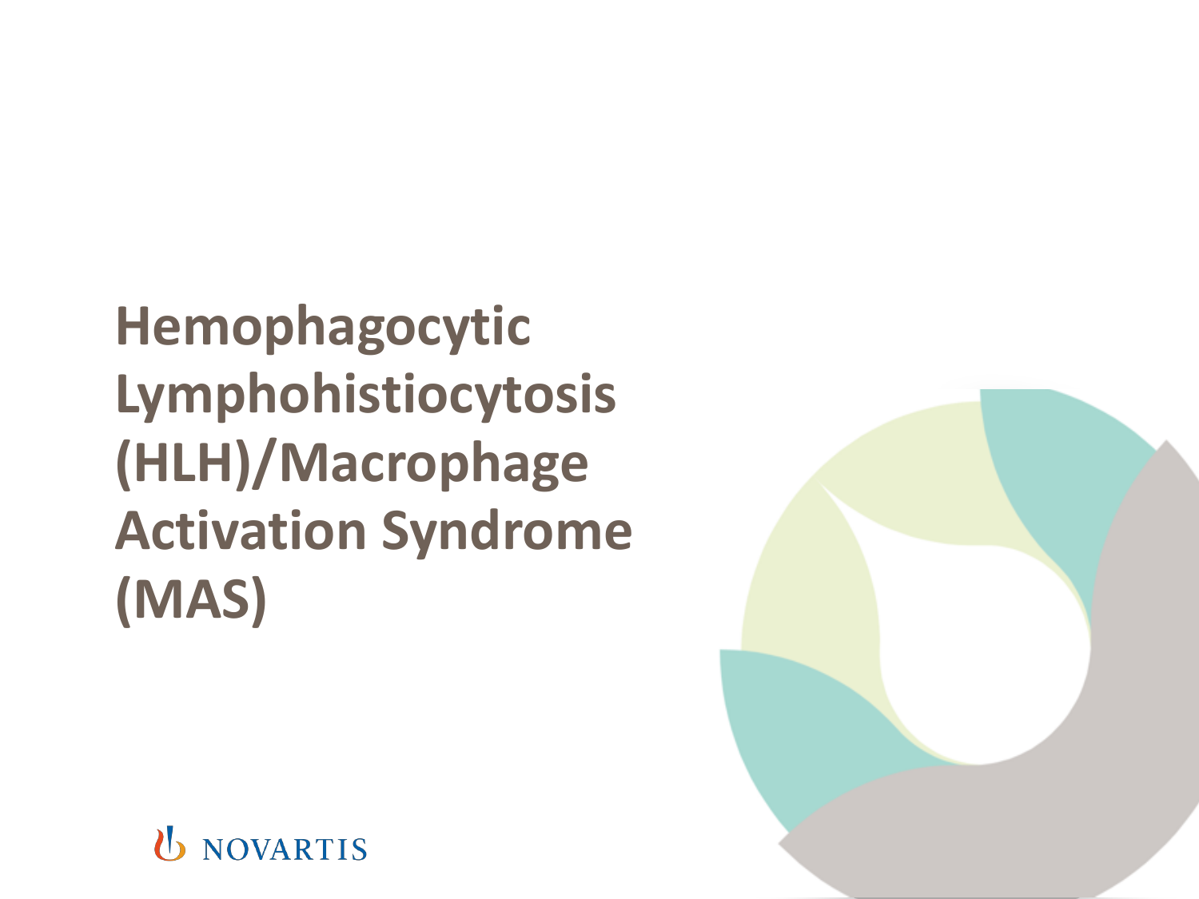# Hemophagocytic Lymphohistiocytosis (HLH)/Macrophage Activation Syndrome (MAS)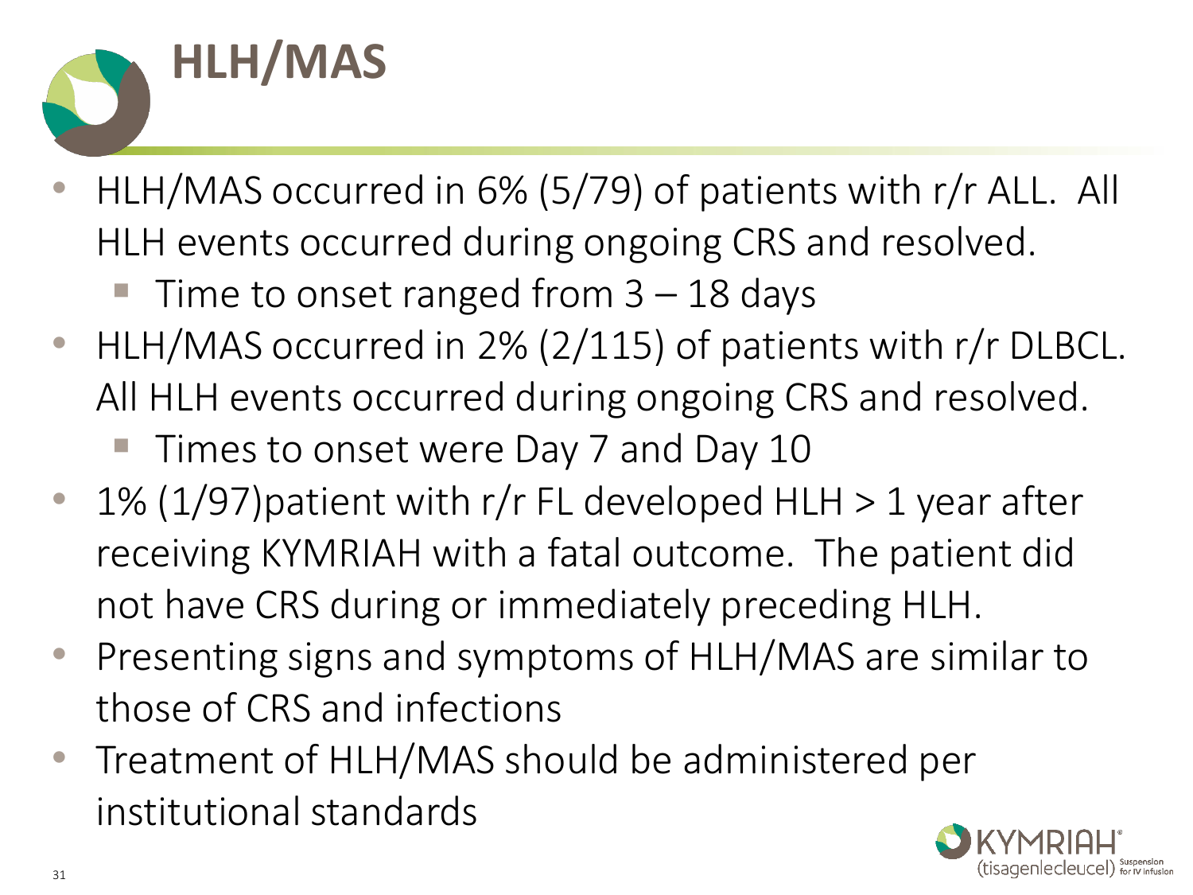# HLH/MAS

- HLH/MAS occurred in 6% (5/79) of patients with r/r ALL. All HLH events occurred during ongoing CRS and resolved.
  - Time to onset ranged from 3 – 18 days
- HLH/MAS occurred in 2% (2/115) of patients with r/r DLBCL. All HLH events occurred during ongoing CRS and resolved.
  - Times to onset were Day 7 and Day 10
- 1% (1/97)patient with r/r FL developed HLH > 1 year after receiving KYMRIAH with a fatal outcome. The patient did not have CRS during or immediately preceding HLH.
- Presenting signs and symptoms of HLH/MAS are similar to those of CRS and infections
- Treatment of HLH/MAS should be administered per institutional standards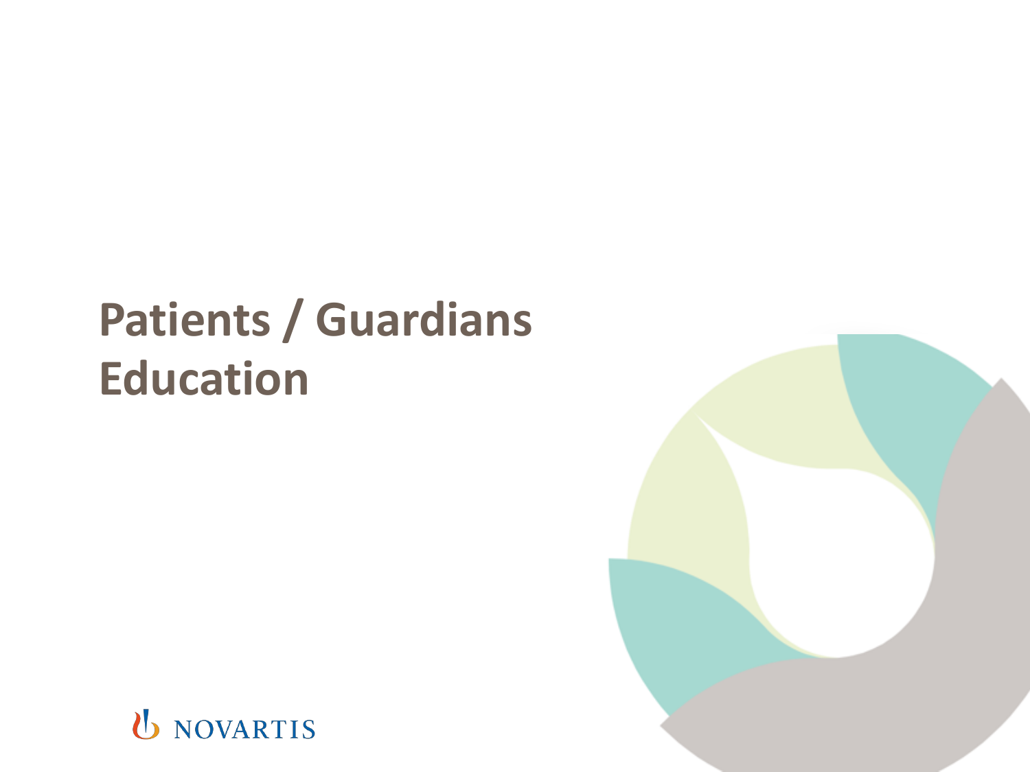# Patients / Guardians Education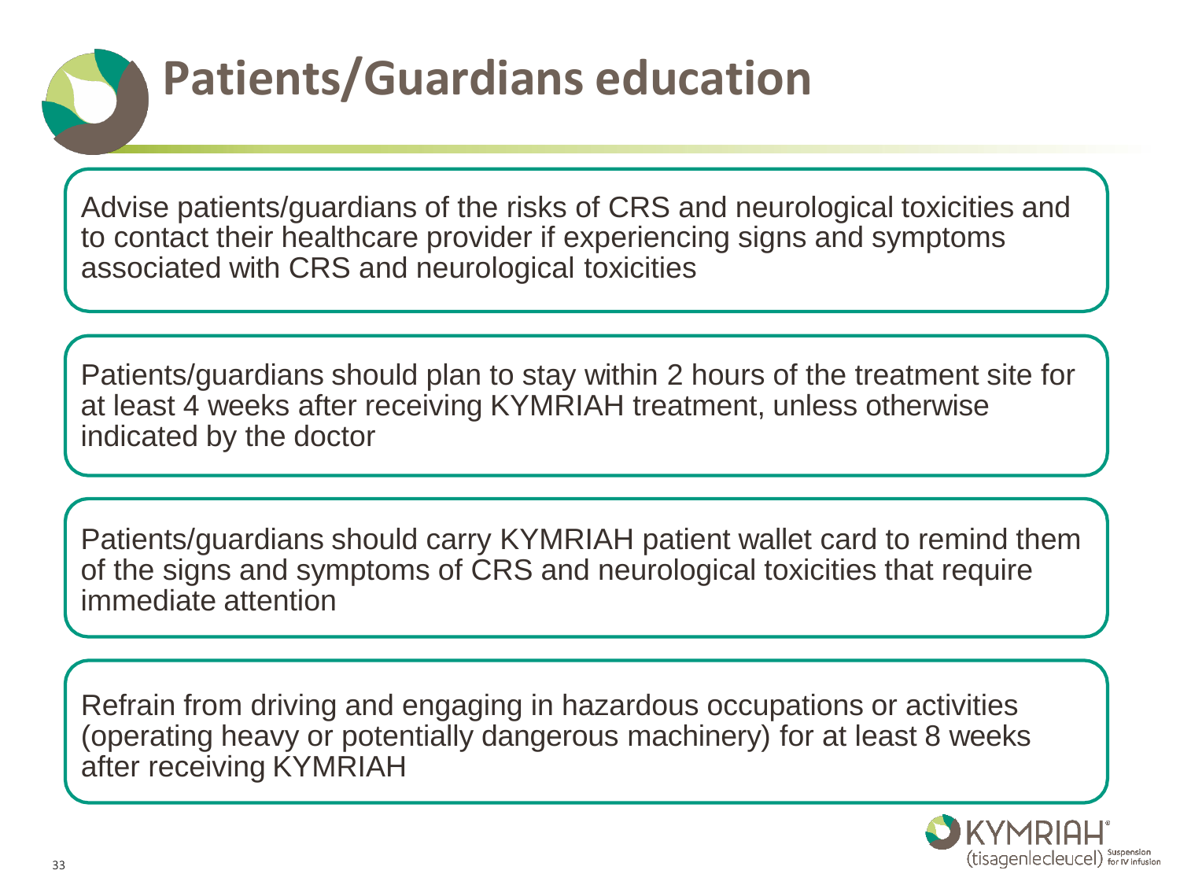# Patients/Guardians education

Advise patients/guardians of the risks of CRS and neurological toxicities and to contact their healthcare provider if experiencing signs and symptoms associated with CRS and neurological toxicities

Patients/guardians should plan to stay within 2 hours of the treatment site for at least 4 weeks after receiving KYMRIAH treatment, unless otherwise indicated by the doctor

Patients/guardians should carry KYMRIAH patient wallet card to remind them of the signs and symptoms of CRS and neurological toxicities that require immediate attention

Refrain from driving and engaging in hazardous occupations or activities (operating heavy or potentially dangerous machinery) for at least 8 weeks after receiving KYMRIAH

KYMRIAH® (tisagenlecleucel) Suspension for IV infusion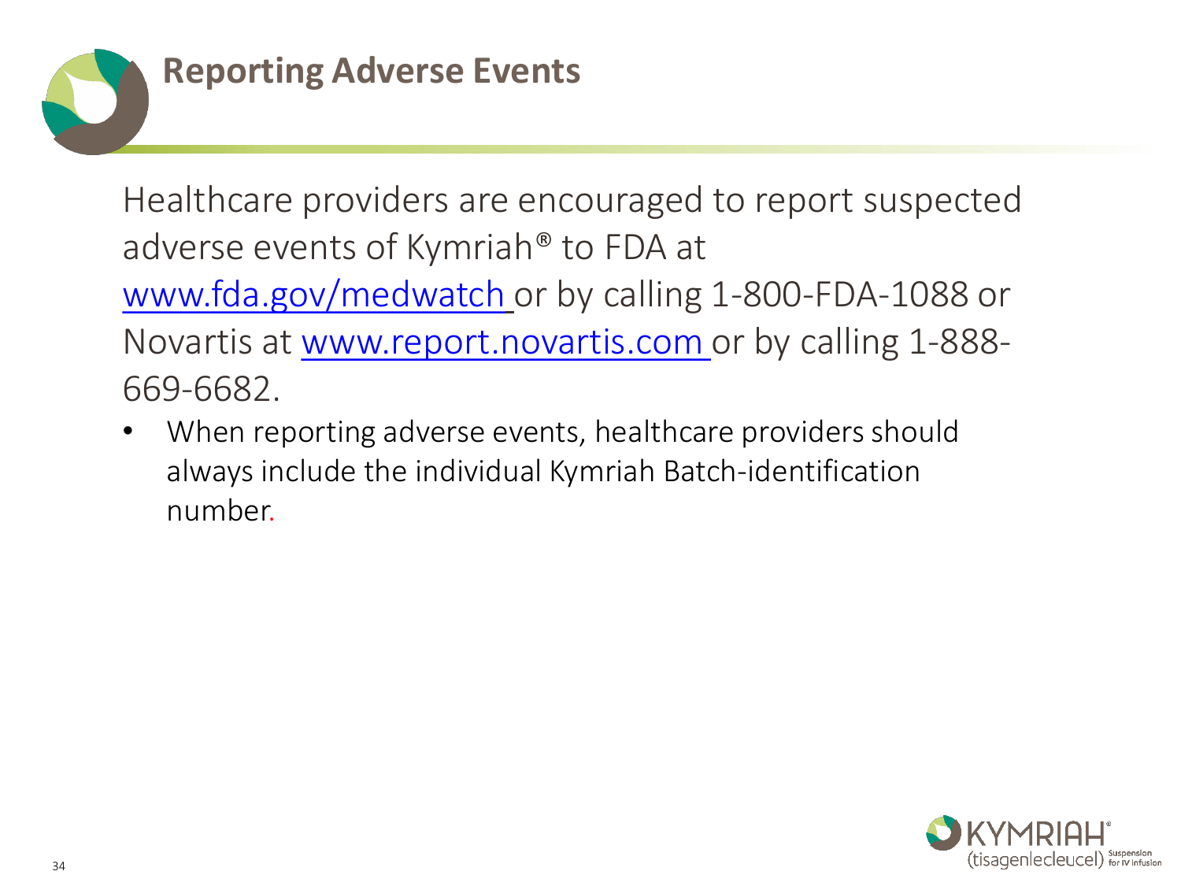# Reporting Adverse Events

Healthcare providers are encouraged to report suspected adverse events of Kymriah® to FDA at www.fda.gov/medwatch or by calling 1-800-FDA-1088 or Novartis at www.report.novartis.com or by calling 1-888-669-6682.

- When reporting adverse events, healthcare providers should always include the individual Kymriah Batch-identification number.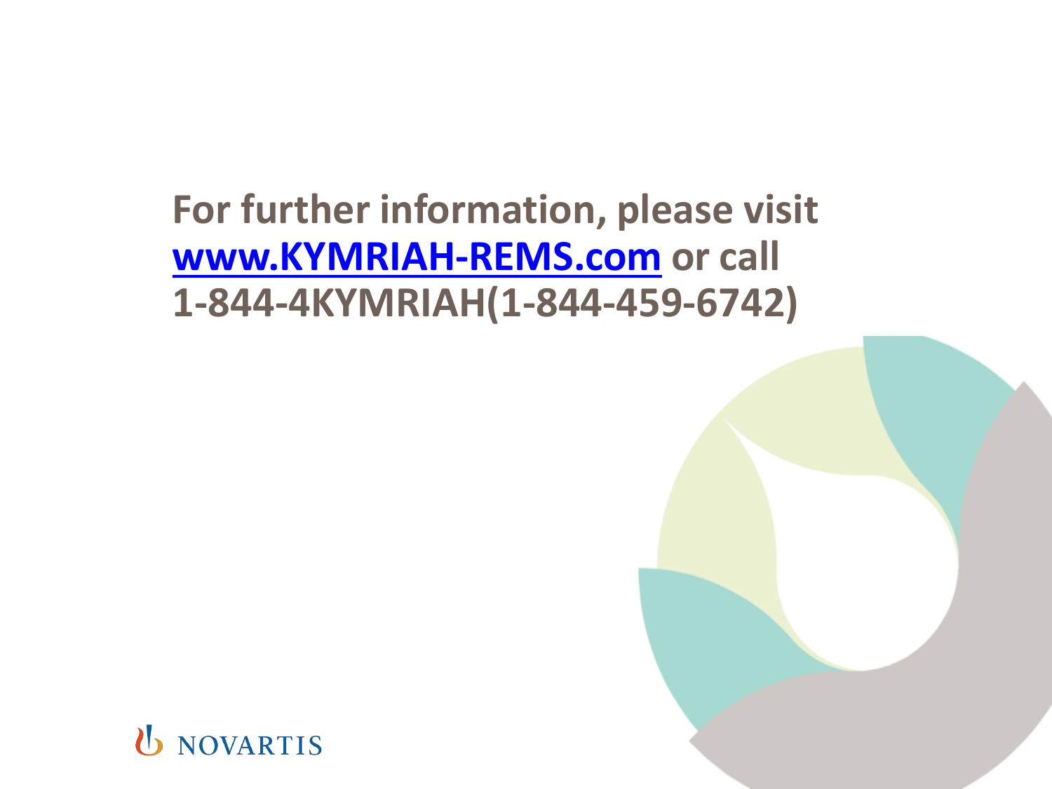**For further information, please visit [www.KYMRIAH-REMS.com](http://www.KYMRIAH-REMS.com) or call 1-844-4KYMRIAH(1-844-459-6742)**

NOVARTIS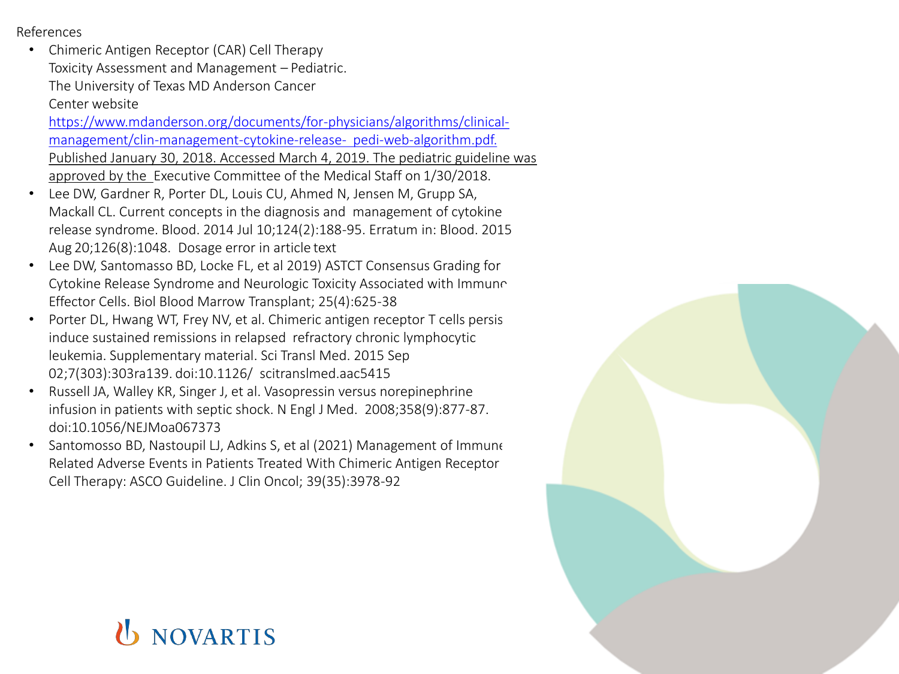References

- Chimeric Antigen Receptor (CAR) Cell Therapy Toxicity Assessment and Management – Pediatric. The University of Texas MD Anderson Cancer Center website https://www.mdanderson.org/documents/for-physicians/algorithms/clinical-management/clin-management-cytokine-release- pedi-web-algorithm.pdf. Published January 30, 2018. Accessed March 4, 2019. The pediatric guideline was approved by the Executive Committee of the Medical Staff on 1/30/2018.
- Lee DW, Gardner R, Porter DL, Louis CU, Ahmed N, Jensen M, Grupp SA, Mackall CL. Current concepts in the diagnosis and management of cytokine release syndrome. Blood. 2014 Jul 10;124(2):188-95. Erratum in: Blood. 2015 Aug 20;126(8):1048. Dosage error in article text
- Lee DW, Santomasso BD, Locke FL, et al 2019) ASTCT Consensus Grading for Cytokine Release Syndrome and Neurologic Toxicity Associated with Immune Effector Cells. Biol Blood Marrow Transplant; 25(4):625-38
- Porter DL, Hwang WT, Frey NV, et al. Chimeric antigen receptor T cells persist induce sustained remissions in relapsed refractory chronic lymphocytic leukemia. Supplementary material. Sci Transl Med. 2015 Sep 02;7(303):303ra139. doi:10.1126/ scitranslmed.aac5415
- Russell JA, Walley KR, Singer J, et al. Vasopressin versus norepinephrine infusion in patients with septic shock. N Engl J Med. 2008;358(9):877-87. doi:10.1056/NEJMoa067373
- Santomosso BD, Nastoupil LJ, Adkins S, et al (2021) Management of Immune Related Adverse Events in Patients Treated With Chimeric Antigen Receptor Cell Therapy: ASCO Guideline. J Clin Oncol; 39(35):3978-92

NOVARTIS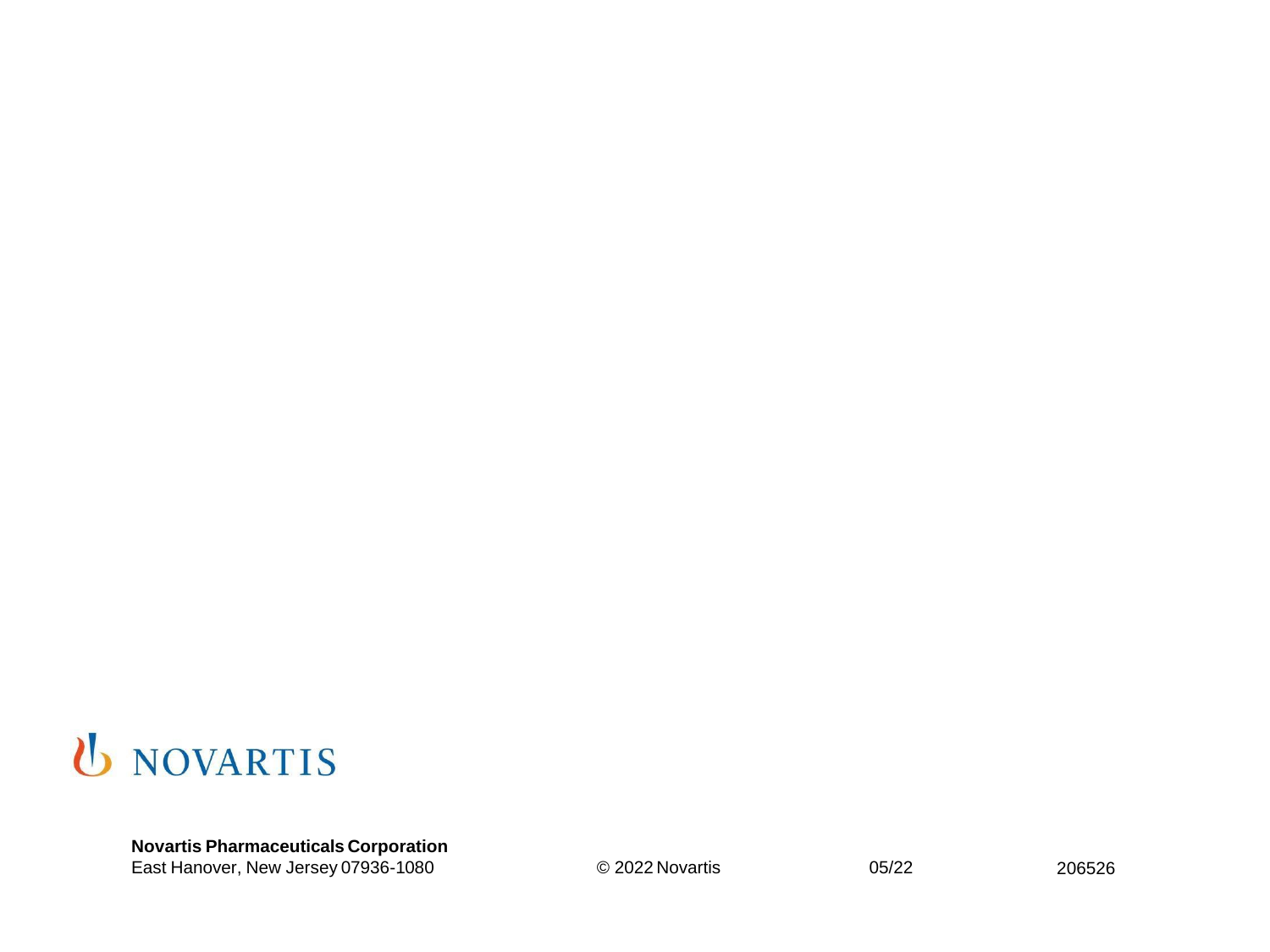NOVARTIS

**Novartis Pharmaceuticals Corporation**
East Hanover, New Jersey 07936-1080

© 2022 Novartis

05/22

206526